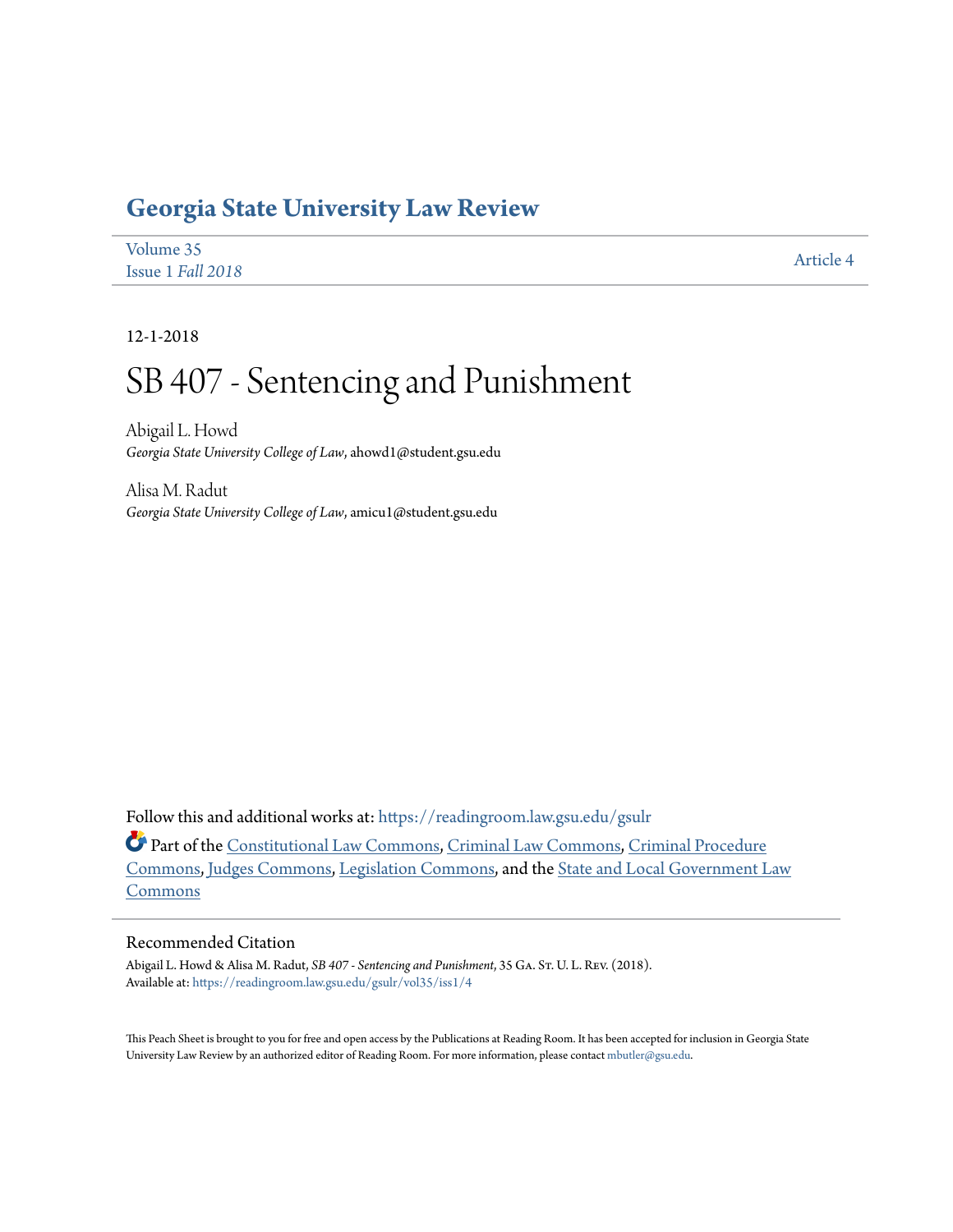# Georgia State University Law Review

Volume 35
Issue 1 *Fall 2018*

Article 4

12-1-2018

# SB 407 - Sentencing and Punishment

Abigail L. Howd
*Georgia State University College of Law*, ahowd1@student.gsu.edu

Alisa M. Radut
*Georgia State University College of Law*, amicu1@student.gsu.edu

Follow this and additional works at: https://readingroom.law.gsu.edu/gsulr

Part of the Constitutional Law Commons, Criminal Law Commons, Criminal Procedure Commons, Judges Commons, Legislation Commons, and the State and Local Government Law Commons

## Recommended Citation

Abigail L. Howd & Alisa M. Radut, *SB 407 - Sentencing and Punishment*, 35 Ga. St. U. L. Rev. (2018).
Available at: https://readingroom.law.gsu.edu/gsulr/vol35/iss1/4

This Peach Sheet is brought to you for free and open access by the Publications at Reading Room. It has been accepted for inclusion in Georgia State University Law Review by an authorized editor of Reading Room. For more information, please contact mbutler@gsu.edu.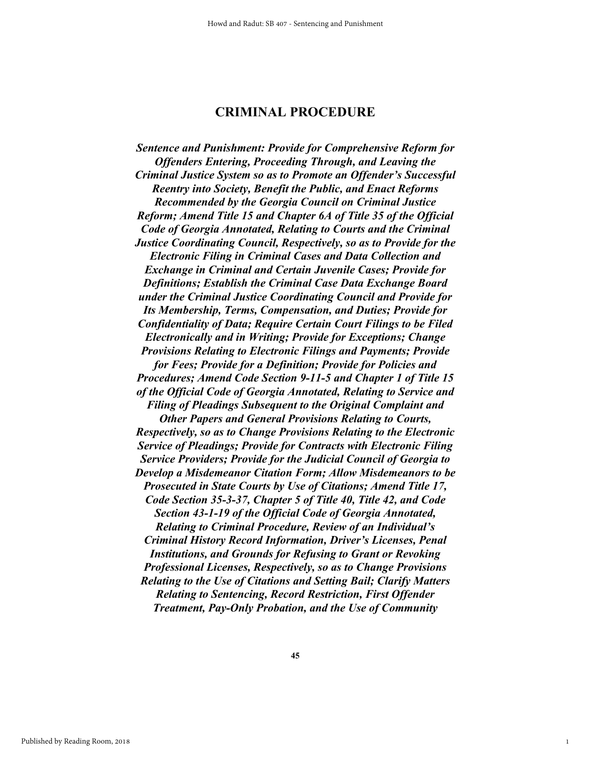# CRIMINAL PROCEDURE

***Sentence and Punishment: Provide for Comprehensive Reform for Offenders Entering, Proceeding Through, and Leaving the Criminal Justice System so as to Promote an Offender's Successful Reentry into Society, Benefit the Public, and Enact Reforms Recommended by the Georgia Council on Criminal Justice Reform; Amend Title 15 and Chapter 6A of Title 35 of the Official Code of Georgia Annotated, Relating to Courts and the Criminal Justice Coordinating Council, Respectively, so as to Provide for the Electronic Filing in Criminal Cases and Data Collection and Exchange in Criminal and Certain Juvenile Cases; Provide for Definitions; Establish the Criminal Case Data Exchange Board under the Criminal Justice Coordinating Council and Provide for Its Membership, Terms, Compensation, and Duties; Provide for Confidentiality of Data; Require Certain Court Filings to be Filed Electronically and in Writing; Provide for Exceptions; Change Provisions Relating to Electronic Filings and Payments; Provide for Fees; Provide for a Definition; Provide for Policies and Procedures; Amend Code Section 9-11-5 and Chapter 1 of Title 15 of the Official Code of Georgia Annotated, Relating to Service and Filing of Pleadings Subsequent to the Original Complaint and Other Papers and General Provisions Relating to Courts, Respectively, so as to Change Provisions Relating to the Electronic Service of Pleadings; Provide for Contracts with Electronic Filing Service Providers; Provide for the Judicial Council of Georgia to Develop a Misdemeanor Citation Form; Allow Misdemeanors to be Prosecuted in State Courts by Use of Citations; Amend Title 17, Code Section 35-3-37, Chapter 5 of Title 40, Title 42, and Code Section 43-1-19 of the Official Code of Georgia Annotated, Relating to Criminal Procedure, Review of an Individual's Criminal History Record Information, Driver's Licenses, Penal Institutions, and Grounds for Refusing to Grant or Revoking Professional Licenses, Respectively, so as to Change Provisions Relating to the Use of Citations and Setting Bail; Clarify Matters Relating to Sentencing, Record Restriction, First Offender Treatment, Pay-Only Probation, and the Use of Community***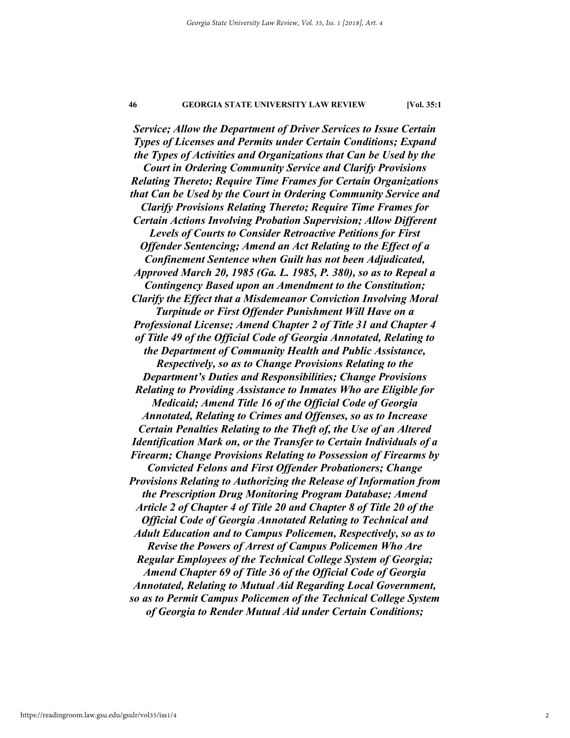***Service; Allow the Department of Driver Services to Issue Certain Types of Licenses and Permits under Certain Conditions; Expand the Types of Activities and Organizations that Can be Used by the Court in Ordering Community Service and Clarify Provisions Relating Thereto; Require Time Frames for Certain Organizations that Can be Used by the Court in Ordering Community Service and Clarify Provisions Relating Thereto; Require Time Frames for Certain Actions Involving Probation Supervision; Allow Different Levels of Courts to Consider Retroactive Petitions for First Offender Sentencing; Amend an Act Relating to the Effect of a Confinement Sentence when Guilt has not been Adjudicated, Approved March 20, 1985 (Ga. L. 1985, P. 380), so as to Repeal a Contingency Based upon an Amendment to the Constitution; Clarify the Effect that a Misdemeanor Conviction Involving Moral Turpitude or First Offender Punishment Will Have on a Professional License; Amend Chapter 2 of Title 31 and Chapter 4 of Title 49 of the Official Code of Georgia Annotated, Relating to the Department of Community Health and Public Assistance, Respectively, so as to Change Provisions Relating to the Department's Duties and Responsibilities; Change Provisions Relating to Providing Assistance to Inmates Who are Eligible for Medicaid; Amend Title 16 of the Official Code of Georgia Annotated, Relating to Crimes and Offenses, so as to Increase Certain Penalties Relating to the Theft of, the Use of an Altered Identification Mark on, or the Transfer to Certain Individuals of a Firearm; Change Provisions Relating to Possession of Firearms by Convicted Felons and First Offender Probationers; Change Provisions Relating to Authorizing the Release of Information from the Prescription Drug Monitoring Program Database; Amend Article 2 of Chapter 4 of Title 20 and Chapter 8 of Title 20 of the Official Code of Georgia Annotated Relating to Technical and Adult Education and to Campus Policemen, Respectively, so as to Revise the Powers of Arrest of Campus Policemen Who Are Regular Employees of the Technical College System of Georgia; Amend Chapter 69 of Title 36 of the Official Code of Georgia Annotated, Relating to Mutual Aid Regarding Local Government, so as to Permit Campus Policemen of the Technical College System of Georgia to Render Mutual Aid under Certain Conditions;***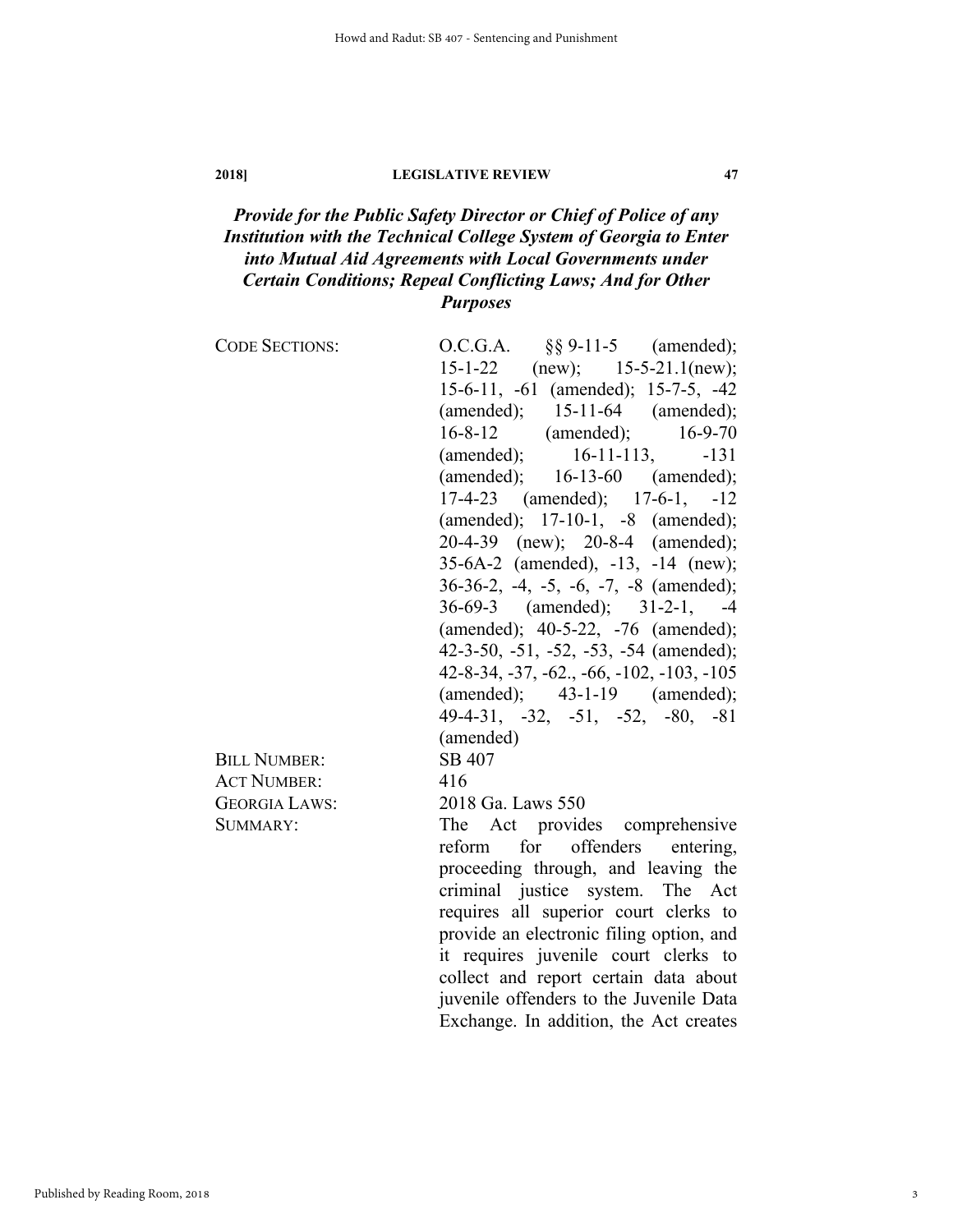## *Provide for the Public Safety Director or Chief of Police of any Institution with the Technical College System of Georgia to Enter into Mutual Aid Agreements with Local Governments under Certain Conditions; Repeal Conflicting Laws; And for Other Purposes*

| | |
|---|---|
| CODE SECTIONS: | O.C.G.A. §§ 9-11-5 (amended); 15-1-22 (new); 15-5-21.1(new); 15-6-11, -61 (amended); 15-7-5, -42 (amended); 15-11-64 (amended); 16-8-12 (amended); 16-9-70 (amended); 16-11-113, -131 (amended); 16-13-60 (amended); 17-4-23 (amended); 17-6-1, -12 (amended); 17-10-1, -8 (amended); 20-4-39 (new); 20-8-4 (amended); 35-6A-2 (amended), -13, -14 (new); 36-36-2, -4, -5, -6, -7, -8 (amended); 36-69-3 (amended); 31-2-1, -4 (amended); 40-5-22, -76 (amended); 42-3-50, -51, -52, -53, -54 (amended); 42-8-34, -37, -62., -66, -102, -103, -105 (amended); 43-1-19 (amended); 49-4-31, -32, -51, -52, -80, -81 (amended) |
| BILL NUMBER: | SB 407 |
| ACT NUMBER: | 416 |
| GEORGIA LAWS: | 2018 Ga. Laws 550 |
| SUMMARY: | The Act provides comprehensive reform for offenders entering, proceeding through, and leaving the criminal justice system. The Act requires all superior court clerks to provide an electronic filing option, and it requires juvenile court clerks to collect and report certain data about juvenile offenders to the Juvenile Data Exchange. In addition, the Act creates |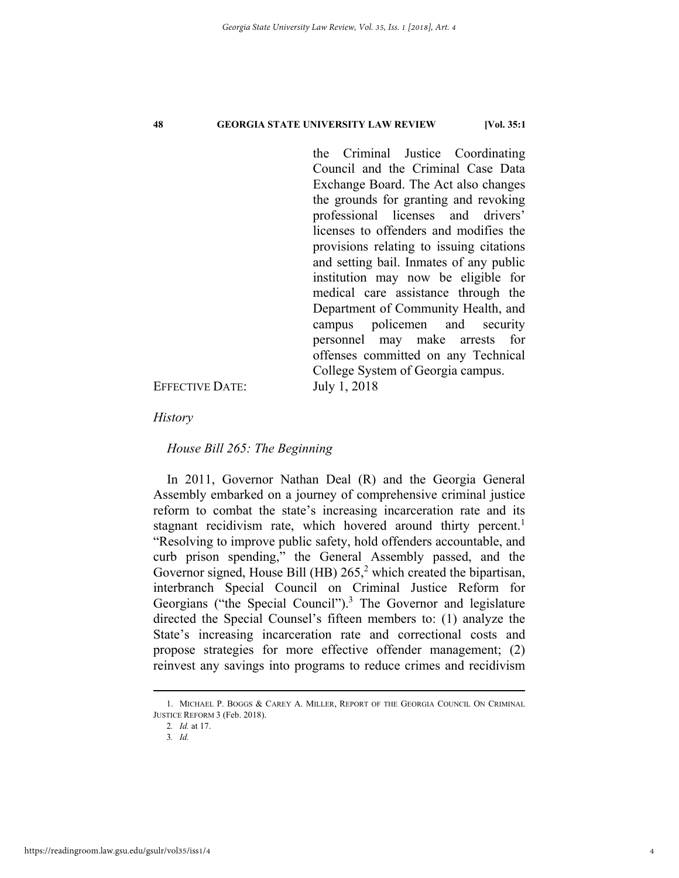the Criminal Justice Coordinating Council and the Criminal Case Data Exchange Board. The Act also changes the grounds for granting and revoking professional licenses and drivers' licenses to offenders and modifies the provisions relating to issuing citations and setting bail. Inmates of any public institution may now be eligible for medical care assistance through the Department of Community Health, and campus policemen and security personnel may make arrests for offenses committed on any Technical College System of Georgia campus.

EFFECTIVE DATE: July 1, 2018

*History*

*House Bill 265: The Beginning*

In 2011, Governor Nathan Deal (R) and the Georgia General Assembly embarked on a journey of comprehensive criminal justice reform to combat the state's increasing incarceration rate and its stagnant recidivism rate, which hovered around thirty percent.[1] "Resolving to improve public safety, hold offenders accountable, and curb prison spending," the General Assembly passed, and the Governor signed, House Bill (HB) 265,[2] which created the bipartisan, interbranch Special Council on Criminal Justice Reform for Georgians ("the Special Council").[3] The Governor and legislature directed the Special Counsel's fifteen members to: (1) analyze the State's increasing incarceration rate and correctional costs and propose strategies for more effective offender management; (2) reinvest any savings into programs to reduce crimes and recidivism

1. MICHAEL P. BOGGS & CAREY A. MILLER, REPORT OF THE GEORGIA COUNCIL ON CRIMINAL JUSTICE REFORM 3 (Feb. 2018).

2. *Id.* at 17.

3. *Id.*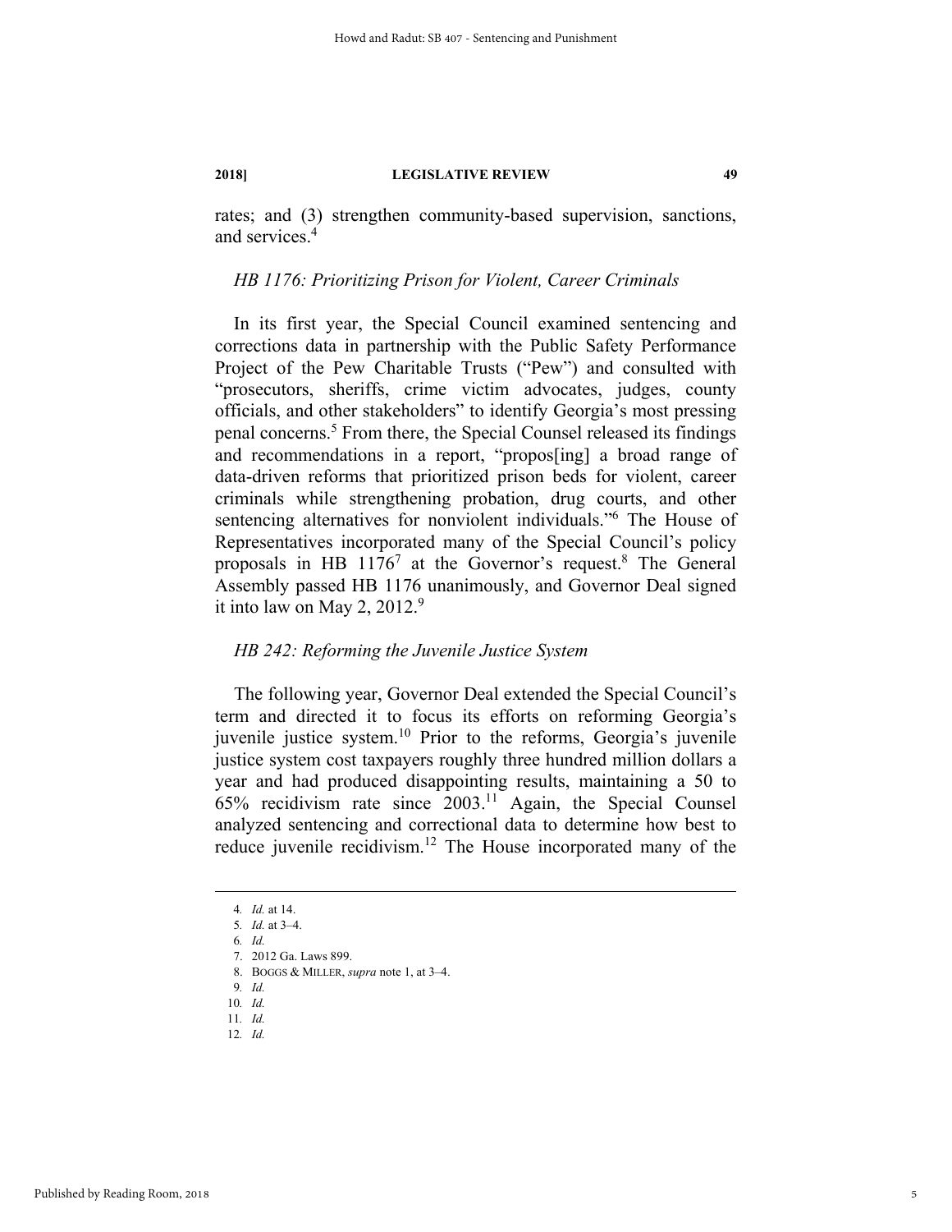rates; and (3) strengthen community-based supervision, sanctions, and services.[4]

*HB 1176: Prioritizing Prison for Violent, Career Criminals*

In its first year, the Special Council examined sentencing and corrections data in partnership with the Public Safety Performance Project of the Pew Charitable Trusts ("Pew") and consulted with "prosecutors, sheriffs, crime victim advocates, judges, county officials, and other stakeholders" to identify Georgia's most pressing penal concerns.[5] From there, the Special Counsel released its findings and recommendations in a report, "propos[ing] a broad range of data-driven reforms that prioritized prison beds for violent, career criminals while strengthening probation, drug courts, and other sentencing alternatives for nonviolent individuals."[6] The House of Representatives incorporated many of the Special Council's policy proposals in HB 1176[7] at the Governor's request.[8] The General Assembly passed HB 1176 unanimously, and Governor Deal signed it into law on May 2, 2012.[9]

*HB 242: Reforming the Juvenile Justice System*

The following year, Governor Deal extended the Special Council's term and directed it to focus its efforts on reforming Georgia's juvenile justice system.[10] Prior to the reforms, Georgia's juvenile justice system cost taxpayers roughly three hundred million dollars a year and had produced disappointing results, maintaining a 50 to 65% recidivism rate since 2003.[11] Again, the Special Counsel analyzed sentencing and correctional data to determine how best to reduce juvenile recidivism.[12] The House incorporated many of the

---

4. *Id.* at 14.
5. *Id.* at 3–4.
6. *Id.*
7. 2012 Ga. Laws 899.
8. BOGGS & MILLER, *supra* note 1, at 3–4.
9. *Id.*
10. *Id.*
11. *Id.*
12. *Id.*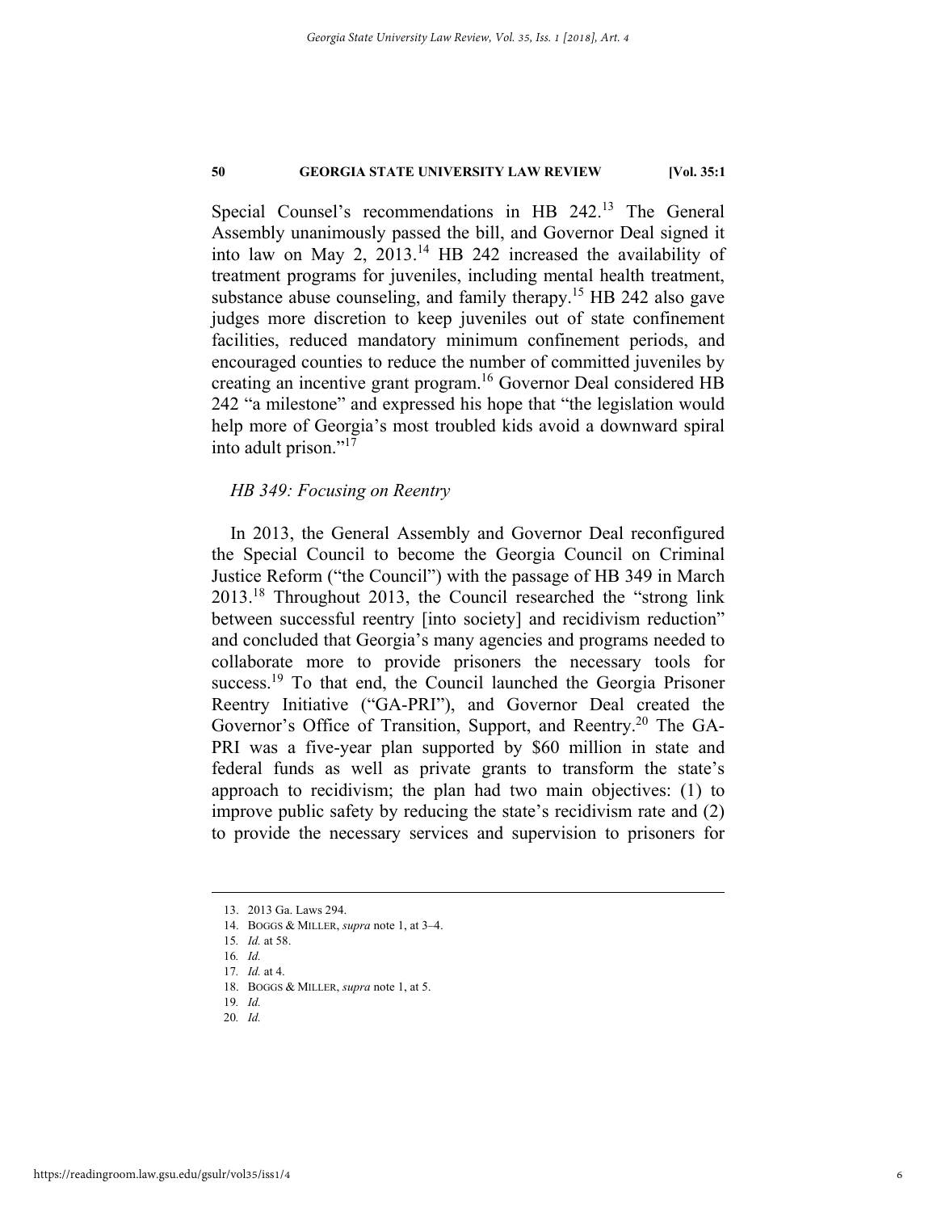Special Counsel's recommendations in HB 242.[13] The General Assembly unanimously passed the bill, and Governor Deal signed it into law on May 2, 2013.[14] HB 242 increased the availability of treatment programs for juveniles, including mental health treatment, substance abuse counseling, and family therapy.[15] HB 242 also gave judges more discretion to keep juveniles out of state confinement facilities, reduced mandatory minimum confinement periods, and encouraged counties to reduce the number of committed juveniles by creating an incentive grant program.[16] Governor Deal considered HB 242 "a milestone" and expressed his hope that "the legislation would help more of Georgia's most troubled kids avoid a downward spiral into adult prison."[17]

### *HB 349: Focusing on Reentry*

In 2013, the General Assembly and Governor Deal reconfigured the Special Council to become the Georgia Council on Criminal Justice Reform ("the Council") with the passage of HB 349 in March 2013.[18] Throughout 2013, the Council researched the "strong link between successful reentry [into society] and recidivism reduction" and concluded that Georgia's many agencies and programs needed to collaborate more to provide prisoners the necessary tools for success.[19] To that end, the Council launched the Georgia Prisoner Reentry Initiative ("GA-PRI"), and Governor Deal created the Governor's Office of Transition, Support, and Reentry.[20] The GA-PRI was a five-year plan supported by $60 million in state and federal funds as well as private grants to transform the state's approach to recidivism; the plan had two main objectives: (1) to improve public safety by reducing the state's recidivism rate and (2) to provide the necessary services and supervision to prisoners for

---

13. 2013 Ga. Laws 294.
14. BOGGS & MILLER, *supra* note 1, at 3–4.
15. *Id.* at 58.
16. *Id.*
17. *Id.* at 4.
18. BOGGS & MILLER, *supra* note 1, at 5.
19. *Id.*
20. *Id.*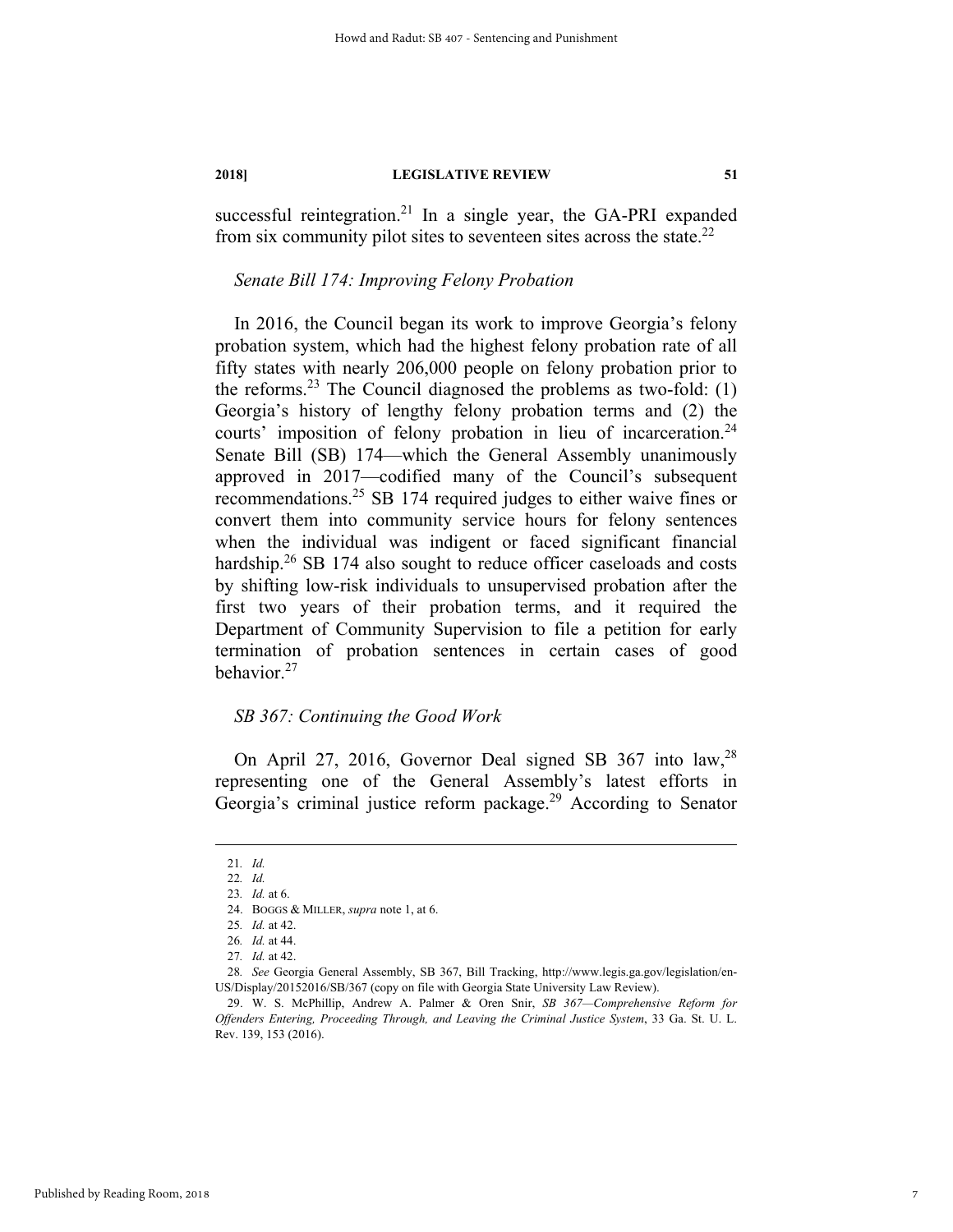successful reintegration.[21] In a single year, the GA-PRI expanded from six community pilot sites to seventeen sites across the state.[22]

*Senate Bill 174: Improving Felony Probation*

In 2016, the Council began its work to improve Georgia's felony probation system, which had the highest felony probation rate of all fifty states with nearly 206,000 people on felony probation prior to the reforms.[23] The Council diagnosed the problems as two-fold: (1) Georgia's history of lengthy felony probation terms and (2) the courts' imposition of felony probation in lieu of incarceration.[24] Senate Bill (SB) 174—which the General Assembly unanimously approved in 2017—codified many of the Council's subsequent recommendations.[25] SB 174 required judges to either waive fines or convert them into community service hours for felony sentences when the individual was indigent or faced significant financial hardship.[26] SB 174 also sought to reduce officer caseloads and costs by shifting low-risk individuals to unsupervised probation after the first two years of their probation terms, and it required the Department of Community Supervision to file a petition for early termination of probation sentences in certain cases of good behavior.[27]

*SB 367: Continuing the Good Work*

On April 27, 2016, Governor Deal signed SB 367 into law,[28] representing one of the General Assembly's latest efforts in Georgia's criminal justice reform package.[29] According to Senator

---

21. *Id.*

22. *Id.*

23. *Id.* at 6.

24. BOGGS & MILLER, *supra* note 1, at 6.

25. *Id.* at 42.

26. *Id.* at 44.

27. *Id.* at 42.

28. *See* Georgia General Assembly, SB 367, Bill Tracking, http://www.legis.ga.gov/legislation/en-US/Display/20152016/SB/367 (copy on file with Georgia State University Law Review).

29. W. S. McPhillip, Andrew A. Palmer & Oren Snir, *SB 367—Comprehensive Reform for Offenders Entering, Proceeding Through, and Leaving the Criminal Justice System*, 33 Ga. St. U. L. Rev. 139, 153 (2016).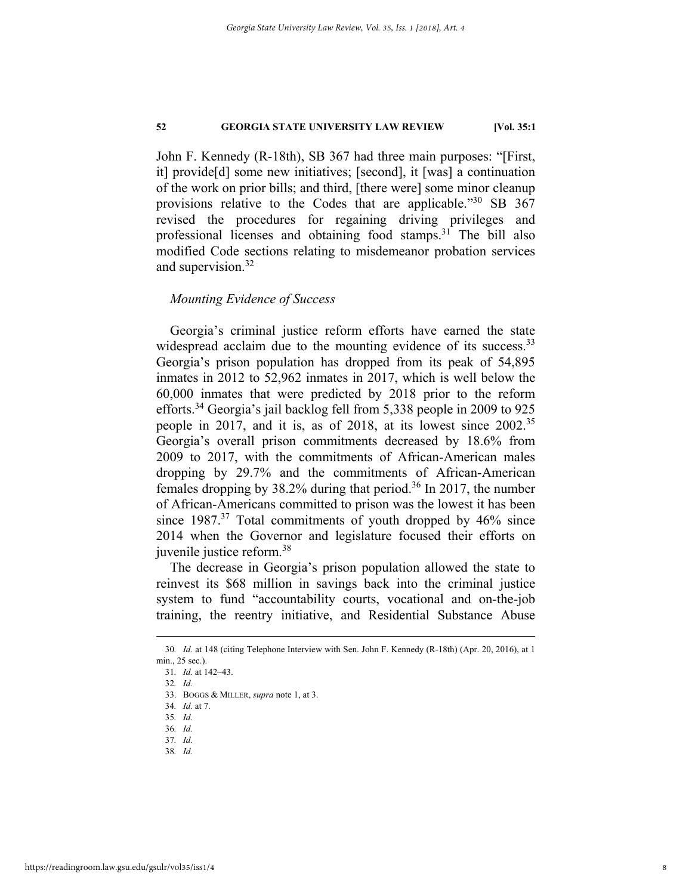John F. Kennedy (R-18th), SB 367 had three main purposes: "[First, it] provide[d] some new initiatives; [second], it [was] a continuation of the work on prior bills; and third, [there were] some minor cleanup provisions relative to the Codes that are applicable."[30] SB 367 revised the procedures for regaining driving privileges and professional licenses and obtaining food stamps.[31] The bill also modified Code sections relating to misdemeanor probation services and supervision.[32]

*Mounting Evidence of Success*

Georgia's criminal justice reform efforts have earned the state widespread acclaim due to the mounting evidence of its success.[33] Georgia's prison population has dropped from its peak of 54,895 inmates in 2012 to 52,962 inmates in 2017, which is well below the 60,000 inmates that were predicted by 2018 prior to the reform efforts.[34] Georgia's jail backlog fell from 5,338 people in 2009 to 925 people in 2017, and it is, as of 2018, at its lowest since 2002.[35] Georgia's overall prison commitments decreased by 18.6% from 2009 to 2017, with the commitments of African-American males dropping by 29.7% and the commitments of African-American females dropping by 38.2% during that period.[36] In 2017, the number of African-Americans committed to prison was the lowest it has been since 1987.[37] Total commitments of youth dropped by 46% since 2014 when the Governor and legislature focused their efforts on juvenile justice reform.[38]

The decrease in Georgia's prison population allowed the state to reinvest its $68 million in savings back into the criminal justice system to fund "accountability courts, vocational and on-the-job training, the reentry initiative, and Residential Substance Abuse

---

30. *Id.* at 148 (citing Telephone Interview with Sen. John F. Kennedy (R-18th) (Apr. 20, 2016), at 1 min., 25 sec.).

31. *Id.* at 142–43.

32. *Id.*

33. BOGGS & MILLER, *supra* note 1, at 3.

34. *Id.* at 7.

35. *Id.*

36. *Id.*

37. *Id.*

38. *Id.*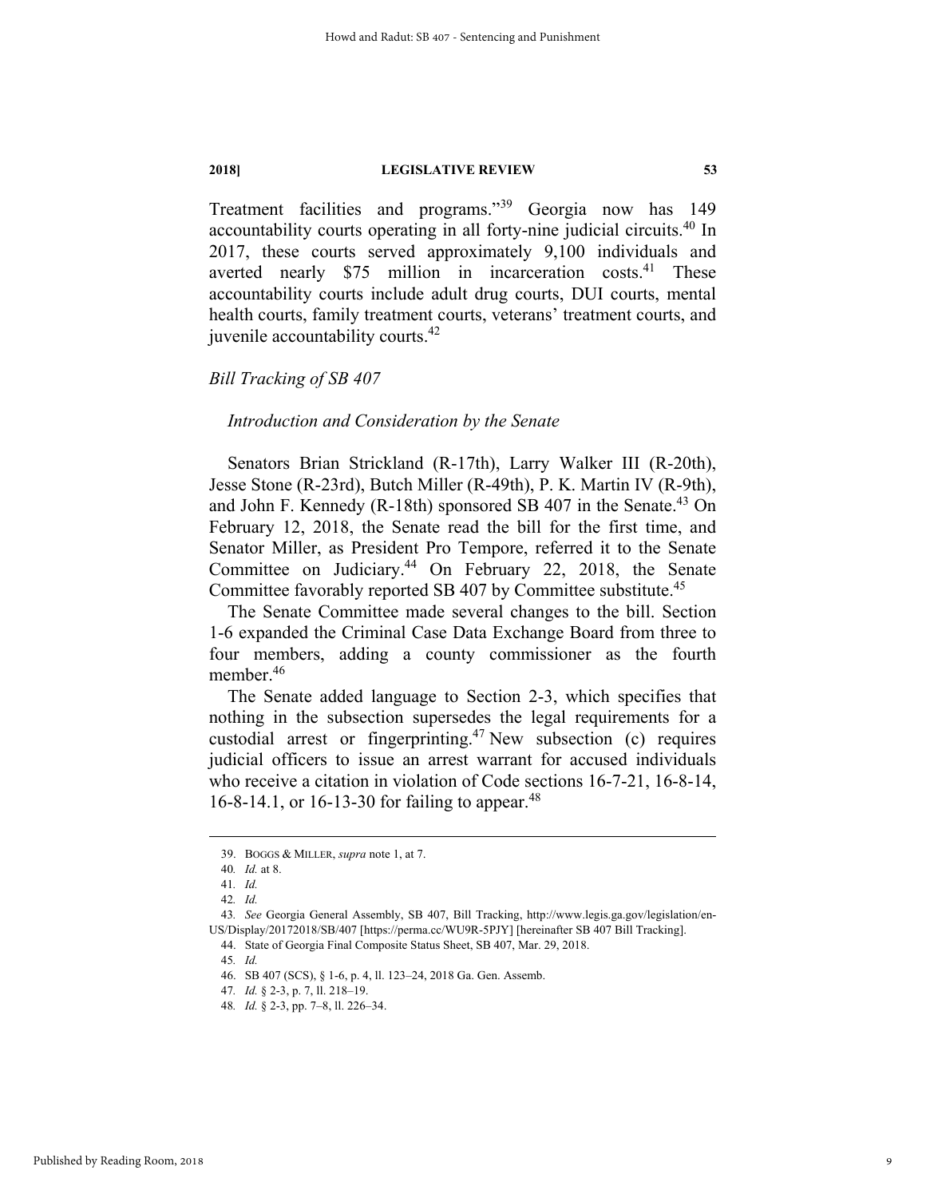Treatment facilities and programs."[39] Georgia now has 149 accountability courts operating in all forty-nine judicial circuits.[40] In 2017, these courts served approximately 9,100 individuals and averted nearly $75 million in incarceration costs.[41] These accountability courts include adult drug courts, DUI courts, mental health courts, family treatment courts, veterans' treatment courts, and juvenile accountability courts.[42]

### *Bill Tracking of SB 407*

#### *Introduction and Consideration by the Senate*

Senators Brian Strickland (R-17th), Larry Walker III (R-20th), Jesse Stone (R-23rd), Butch Miller (R-49th), P. K. Martin IV (R-9th), and John F. Kennedy (R-18th) sponsored SB 407 in the Senate.[43] On February 12, 2018, the Senate read the bill for the first time, and Senator Miller, as President Pro Tempore, referred it to the Senate Committee on Judiciary.[44] On February 22, 2018, the Senate Committee favorably reported SB 407 by Committee substitute.[45]

The Senate Committee made several changes to the bill. Section 1-6 expanded the Criminal Case Data Exchange Board from three to four members, adding a county commissioner as the fourth member.[46]

The Senate added language to Section 2-3, which specifies that nothing in the subsection supersedes the legal requirements for a custodial arrest or fingerprinting.[47] New subsection (c) requires judicial officers to issue an arrest warrant for accused individuals who receive a citation in violation of Code sections 16-7-21, 16-8-14, 16-8-14.1, or 16-13-30 for failing to appear.[48]

---

39. BOGGS & MILLER, *supra* note 1, at 7.

40. *Id.* at 8.

41. *Id.*

42. *Id.*

43. *See* Georgia General Assembly, SB 407, Bill Tracking, http://www.legis.ga.gov/legislation/en-US/Display/20172018/SB/407 [https://perma.cc/WU9R-5PJY] [hereinafter SB 407 Bill Tracking].

44. State of Georgia Final Composite Status Sheet, SB 407, Mar. 29, 2018.

45. *Id.*

46. SB 407 (SCS), § 1-6, p. 4, ll. 123–24, 2018 Ga. Gen. Assemb.

47. *Id.* § 2-3, p. 7, ll. 218–19.

48. *Id.* § 2-3, pp. 7–8, ll. 226–34.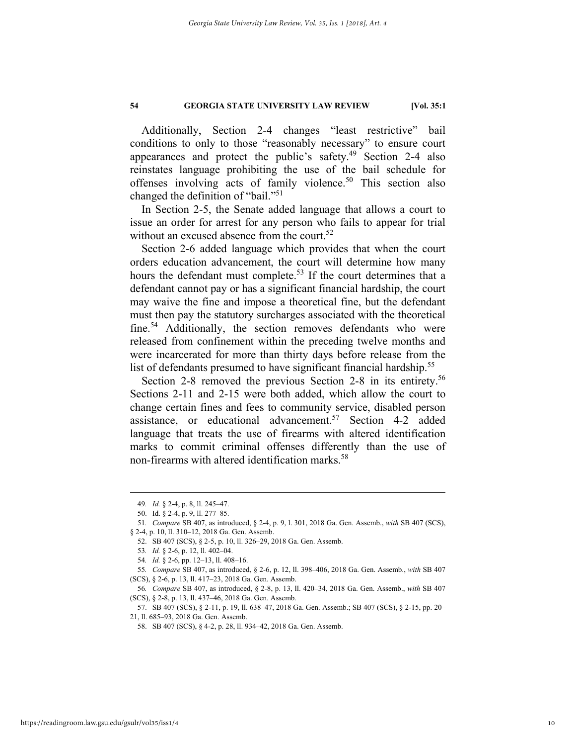Additionally, Section 2-4 changes "least restrictive" bail conditions to only to those "reasonably necessary" to ensure court appearances and protect the public's safety.[49] Section 2-4 also reinstates language prohibiting the use of the bail schedule for offenses involving acts of family violence.[50] This section also changed the definition of "bail."[51]

In Section 2-5, the Senate added language that allows a court to issue an order for arrest for any person who fails to appear for trial without an excused absence from the court.[52]

Section 2-6 added language which provides that when the court orders education advancement, the court will determine how many hours the defendant must complete.[53] If the court determines that a defendant cannot pay or has a significant financial hardship, the court may waive the fine and impose a theoretical fine, but the defendant must then pay the statutory surcharges associated with the theoretical fine.[54] Additionally, the section removes defendants who were released from confinement within the preceding twelve months and were incarcerated for more than thirty days before release from the list of defendants presumed to have significant financial hardship.[55]

Section 2-8 removed the previous Section 2-8 in its entirety.[56] Sections 2-11 and 2-15 were both added, which allow the court to change certain fines and fees to community service, disabled person assistance, or educational advancement.[57] Section 4-2 added language that treats the use of firearms with altered identification marks to commit criminal offenses differently than the use of non-firearms with altered identification marks.[58]

---

49. *Id.* § 2-4, p. 8, ll. 245–47.

50. Id. § 2-4, p. 9, ll. 277–85.

51. *Compare* SB 407, as introduced, § 2-4, p. 9, l. 301, 2018 Ga. Gen. Assemb., *with* SB 407 (SCS), § 2-4, p. 10, ll. 310–12, 2018 Ga. Gen. Assemb.

52. SB 407 (SCS), § 2-5, p. 10, ll. 326–29, 2018 Ga. Gen. Assemb.

53. *Id.* § 2-6, p. 12, ll. 402–04.

54. *Id.* § 2-6, pp. 12–13, ll. 408–16.

55. *Compare* SB 407, as introduced, § 2-6, p. 12, ll. 398–406, 2018 Ga. Gen. Assemb., *with* SB 407 (SCS), § 2-6, p. 13, ll. 417–23, 2018 Ga. Gen. Assemb.

56. *Compare* SB 407, as introduced, § 2-8, p. 13, ll. 420–34, 2018 Ga. Gen. Assemb., *with* SB 407 (SCS), § 2-8, p. 13, ll. 437–46, 2018 Ga. Gen. Assemb.

57. SB 407 (SCS), § 2-11, p. 19, ll. 638–47, 2018 Ga. Gen. Assemb.; SB 407 (SCS), § 2-15, pp. 20–21, ll. 685–93, 2018 Ga. Gen. Assemb.

58. SB 407 (SCS), § 4-2, p. 28, ll. 934–42, 2018 Ga. Gen. Assemb.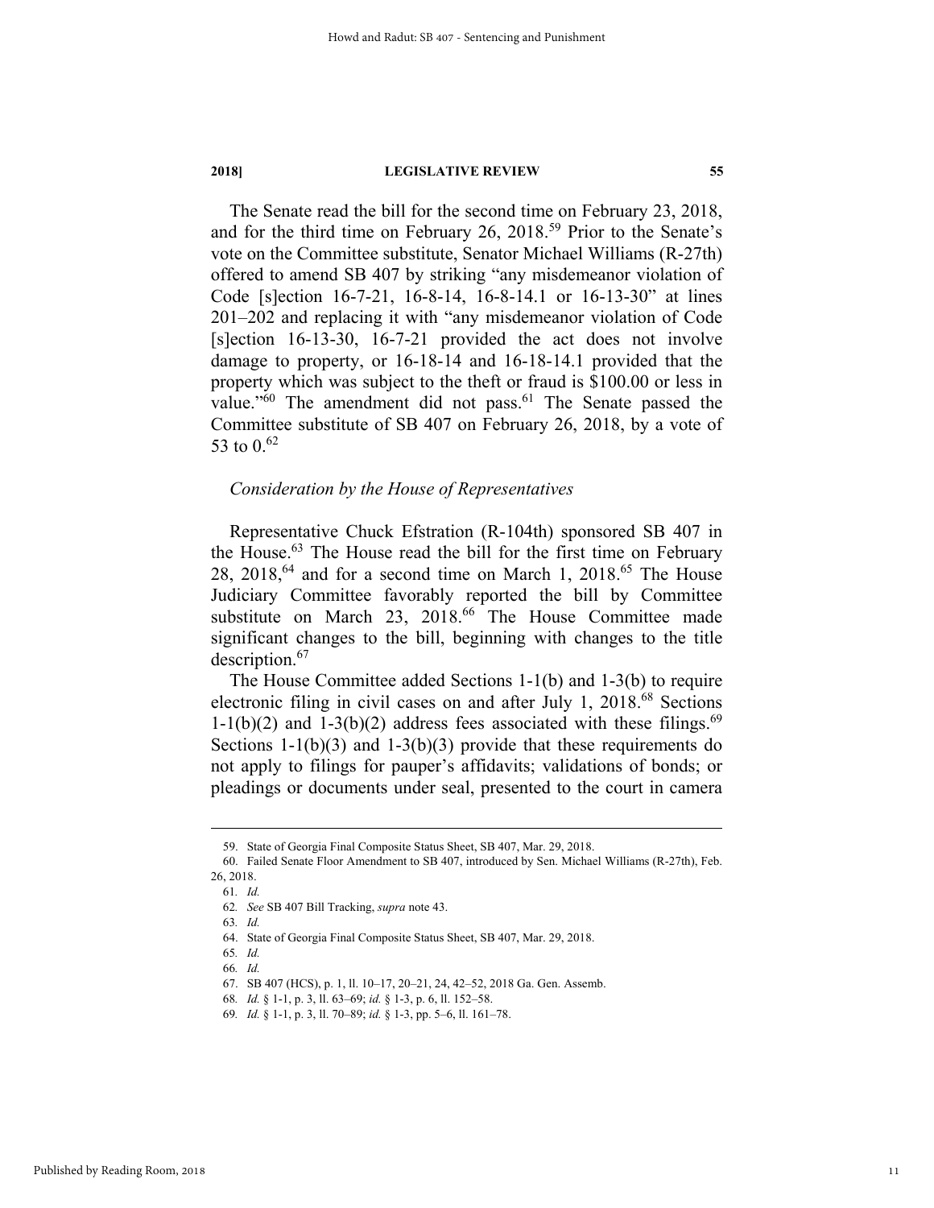The Senate read the bill for the second time on February 23, 2018, and for the third time on February 26, 2018.[59] Prior to the Senate's vote on the Committee substitute, Senator Michael Williams (R-27th) offered to amend SB 407 by striking "any misdemeanor violation of Code [s]ection 16-7-21, 16-8-14, 16-8-14.1 or 16-13-30" at lines 201–202 and replacing it with "any misdemeanor violation of Code [s]ection 16-13-30, 16-7-21 provided the act does not involve damage to property, or 16-18-14 and 16-18-14.1 provided that the property which was subject to the theft or fraud is $100.00 or less in value."[60] The amendment did not pass.[61] The Senate passed the Committee substitute of SB 407 on February 26, 2018, by a vote of 53 to 0.[62]

### *Consideration by the House of Representatives*

Representative Chuck Efstration (R-104th) sponsored SB 407 in the House.[63] The House read the bill for the first time on February 28, 2018,[64] and for a second time on March 1, 2018.[65] The House Judiciary Committee favorably reported the bill by Committee substitute on March 23, 2018.[66] The House Committee made significant changes to the bill, beginning with changes to the title description.[67]

The House Committee added Sections 1-1(b) and 1-3(b) to require electronic filing in civil cases on and after July 1, 2018.[68] Sections 1-1(b)(2) and 1-3(b)(2) address fees associated with these filings.[69] Sections 1-1(b)(3) and 1-3(b)(3) provide that these requirements do not apply to filings for pauper's affidavits; validations of bonds; or pleadings or documents under seal, presented to the court in camera

---

59. State of Georgia Final Composite Status Sheet, SB 407, Mar. 29, 2018.

60. Failed Senate Floor Amendment to SB 407, introduced by Sen. Michael Williams (R-27th), Feb. 26, 2018.

61. *Id.*

62. *See* SB 407 Bill Tracking, *supra* note 43.

63. *Id.*

64. State of Georgia Final Composite Status Sheet, SB 407, Mar. 29, 2018.

65. *Id.*

66. *Id.*

67. SB 407 (HCS), p. 1, ll. 10–17, 20–21, 24, 42–52, 2018 Ga. Gen. Assemb.

68. *Id.* § 1-1, p. 3, ll. 63–69; *id.* § 1-3, p. 6, ll. 152–58.

69. *Id.* § 1-1, p. 3, ll. 70–89; *id.* § 1-3, pp. 5–6, ll. 161–78.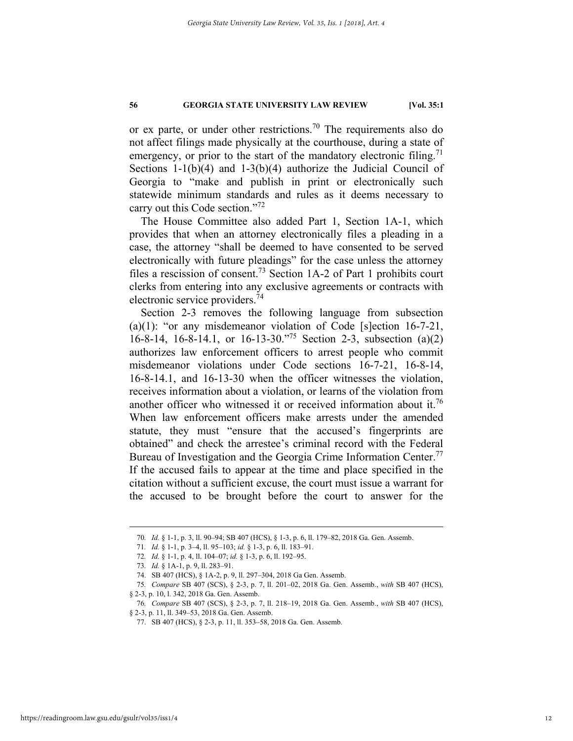or ex parte, or under other restrictions.[70] The requirements also do not affect filings made physically at the courthouse, during a state of emergency, or prior to the start of the mandatory electronic filing.[71] Sections 1-1(b)(4) and 1-3(b)(4) authorize the Judicial Council of Georgia to "make and publish in print or electronically such statewide minimum standards and rules as it deems necessary to carry out this Code section."[72]

The House Committee also added Part 1, Section 1A-1, which provides that when an attorney electronically files a pleading in a case, the attorney "shall be deemed to have consented to be served electronically with future pleadings" for the case unless the attorney files a rescission of consent.[73] Section 1A-2 of Part 1 prohibits court clerks from entering into any exclusive agreements or contracts with electronic service providers.[74]

Section 2-3 removes the following language from subsection (a)(1): "or any misdemeanor violation of Code [s]ection 16-7-21, 16-8-14, 16-8-14.1, or 16-13-30."[75] Section 2-3, subsection (a)(2) authorizes law enforcement officers to arrest people who commit misdemeanor violations under Code sections 16-7-21, 16-8-14, 16-8-14.1, and 16-13-30 when the officer witnesses the violation, receives information about a violation, or learns of the violation from another officer who witnessed it or received information about it.[76] When law enforcement officers make arrests under the amended statute, they must "ensure that the accused's fingerprints are obtained" and check the arrestee's criminal record with the Federal Bureau of Investigation and the Georgia Crime Information Center.[77] If the accused fails to appear at the time and place specified in the citation without a sufficient excuse, the court must issue a warrant for the accused to be brought before the court to answer for the

---

70. *Id.* § 1-1, p. 3, ll. 90–94; SB 407 (HCS), § 1-3, p. 6, ll. 179–82, 2018 Ga. Gen. Assemb.

71. *Id.* § 1-1, p. 3–4, ll. 95–103; *id.* § 1-3, p. 6, ll. 183–91.

72. *Id.* § 1-1, p. 4, ll. 104–07; *id.* § 1-3, p. 6, ll. 192–95.

73. *Id.* § 1A-1, p. 9, ll. 283–91.

74. SB 407 (HCS), § 1A-2, p. 9, ll. 297–304, 2018 Ga Gen. Assemb.

75. *Compare* SB 407 (SCS), § 2-3, p. 7, ll. 201–02, 2018 Ga. Gen. Assemb., *with* SB 407 (HCS), § 2-3, p. 10, l. 342, 2018 Ga. Gen. Assemb.

76. *Compare* SB 407 (SCS), § 2-3, p. 7, ll. 218–19, 2018 Ga. Gen. Assemb., *with* SB 407 (HCS), § 2-3, p. 11, ll. 349–53, 2018 Ga. Gen. Assemb.

77. SB 407 (HCS), § 2-3, p. 11, ll. 353–58, 2018 Ga. Gen. Assemb.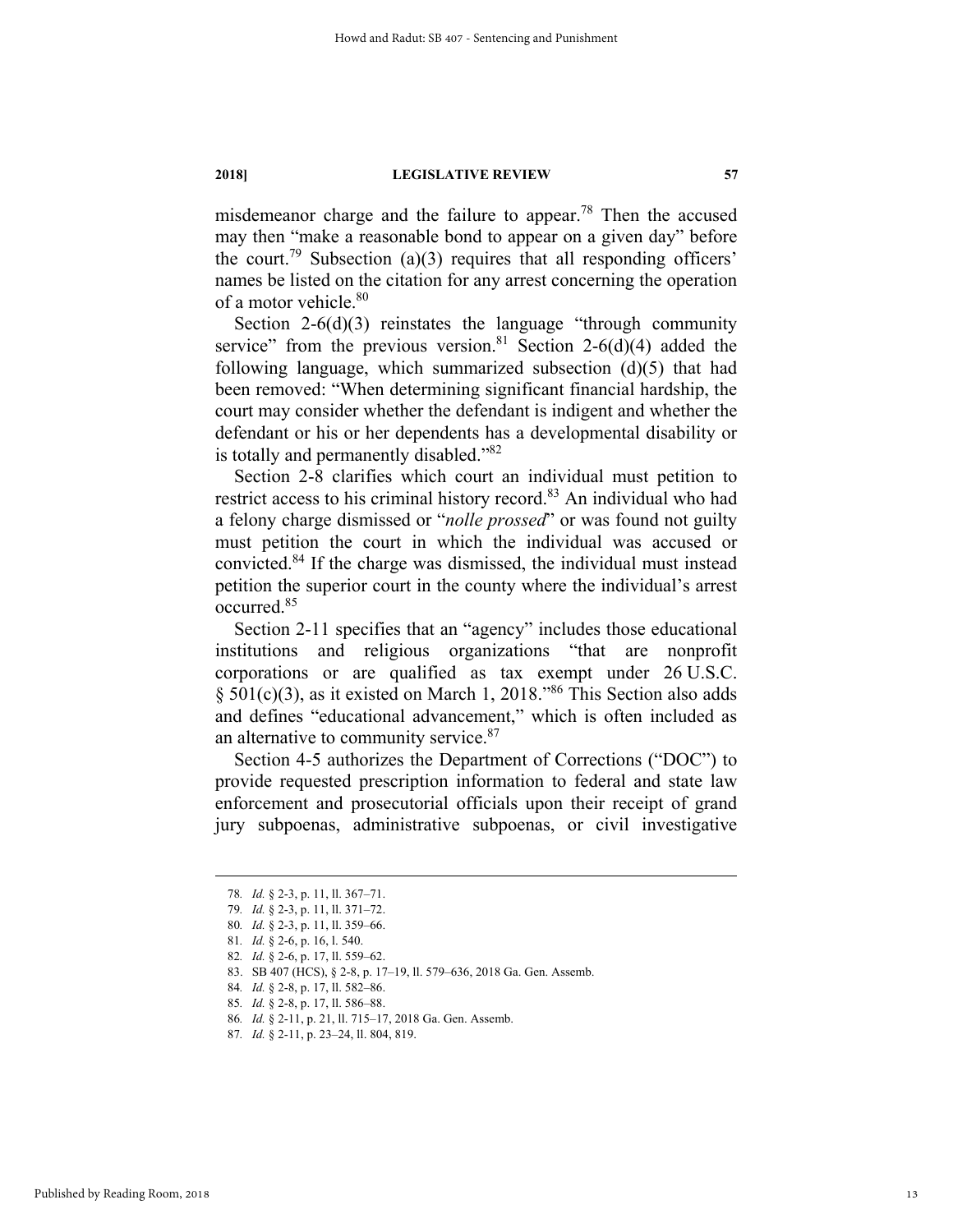misdemeanor charge and the failure to appear.[78] Then the accused may then "make a reasonable bond to appear on a given day" before the court.[79] Subsection (a)(3) requires that all responding officers' names be listed on the citation for any arrest concerning the operation of a motor vehicle.[80]

Section 2-6(d)(3) reinstates the language "through community service" from the previous version.[81] Section 2-6(d)(4) added the following language, which summarized subsection (d)(5) that had been removed: "When determining significant financial hardship, the court may consider whether the defendant is indigent and whether the defendant or his or her dependents has a developmental disability or is totally and permanently disabled."[82]

Section 2-8 clarifies which court an individual must petition to restrict access to his criminal history record.[83] An individual who had a felony charge dismissed or "*nolle prossed*" or was found not guilty must petition the court in which the individual was accused or convicted.[84] If the charge was dismissed, the individual must instead petition the superior court in the county where the individual's arrest occurred.[85]

Section 2-11 specifies that an "agency" includes those educational institutions and religious organizations "that are nonprofit corporations or are qualified as tax exempt under 26 U.S.C. § 501(c)(3), as it existed on March 1, 2018."[86] This Section also adds and defines "educational advancement," which is often included as an alternative to community service.[87]

Section 4-5 authorizes the Department of Corrections ("DOC") to provide requested prescription information to federal and state law enforcement and prosecutorial officials upon their receipt of grand jury subpoenas, administrative subpoenas, or civil investigative

---

78. *Id.* § 2-3, p. 11, ll. 367–71.
79. *Id.* § 2-3, p. 11, ll. 371–72.
80. *Id.* § 2-3, p. 11, ll. 359–66.
81. *Id.* § 2-6, p. 16, l. 540.
82. *Id.* § 2-6, p. 17, ll. 559–62.
83. SB 407 (HCS), § 2-8, p. 17–19, ll. 579–636, 2018 Ga. Gen. Assemb.
84. *Id.* § 2-8, p. 17, ll. 582–86.
85. *Id.* § 2-8, p. 17, ll. 586–88.
86. *Id.* § 2-11, p. 21, ll. 715–17, 2018 Ga. Gen. Assemb.
87. *Id.* § 2-11, p. 23–24, ll. 804, 819.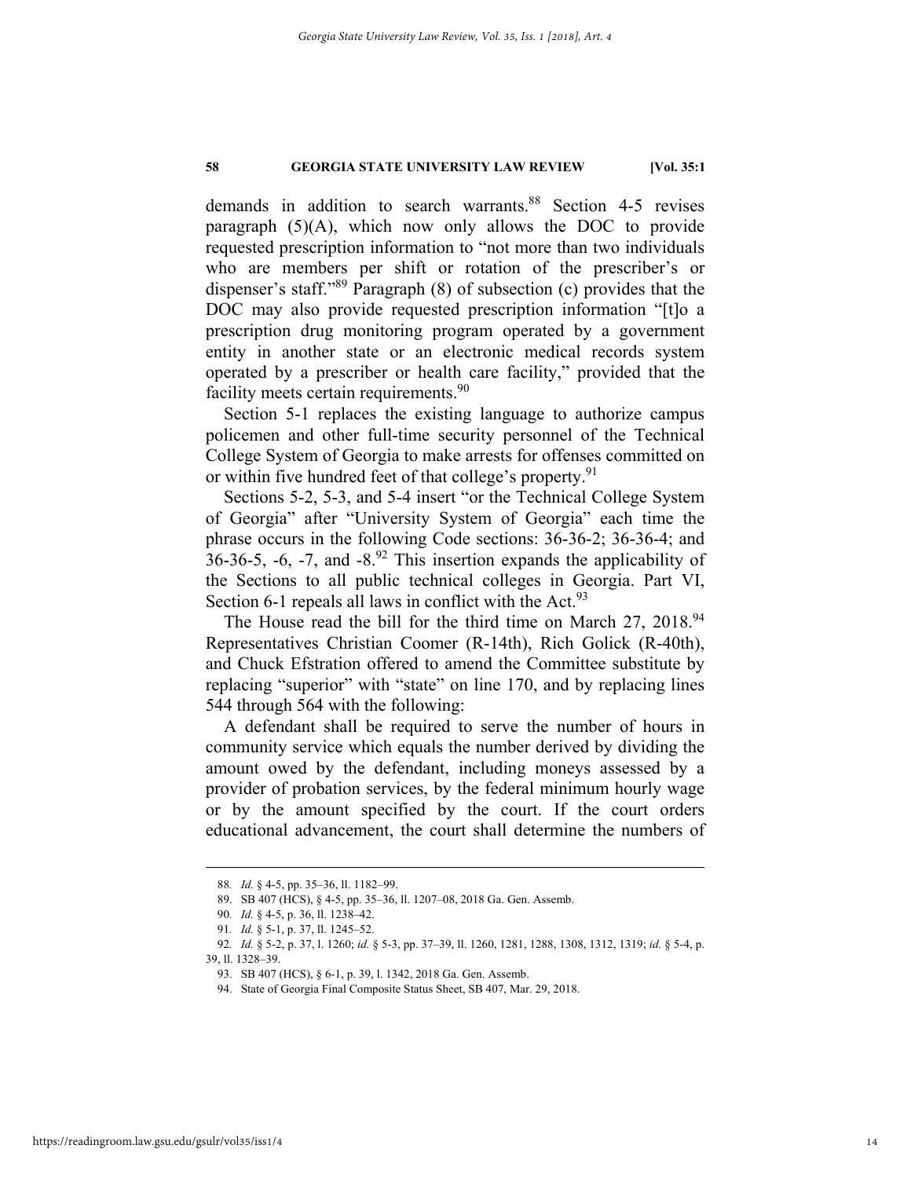demands in addition to search warrants.[88] Section 4-5 revises paragraph (5)(A), which now only allows the DOC to provide requested prescription information to "not more than two individuals who are members per shift or rotation of the prescriber's or dispenser's staff."[89] Paragraph (8) of subsection (c) provides that the DOC may also provide requested prescription information "[t]o a prescription drug monitoring program operated by a government entity in another state or an electronic medical records system operated by a prescriber or health care facility," provided that the facility meets certain requirements.[90]

Section 5-1 replaces the existing language to authorize campus policemen and other full-time security personnel of the Technical College System of Georgia to make arrests for offenses committed on or within five hundred feet of that college's property.[91]

Sections 5-2, 5-3, and 5-4 insert "or the Technical College System of Georgia" after "University System of Georgia" each time the phrase occurs in the following Code sections: 36-36-2; 36-36-4; and 36-36-5, -6, -7, and -8.[92] This insertion expands the applicability of the Sections to all public technical colleges in Georgia. Part VI, Section 6-1 repeals all laws in conflict with the Act.[93]

The House read the bill for the third time on March 27, 2018.[94] Representatives Christian Coomer (R-14th), Rich Golick (R-40th), and Chuck Efstration offered to amend the Committee substitute by replacing "superior" with "state" on line 170, and by replacing lines 544 through 564 with the following:

A defendant shall be required to serve the number of hours in community service which equals the number derived by dividing the amount owed by the defendant, including moneys assessed by a provider of probation services, by the federal minimum hourly wage or by the amount specified by the court. If the court orders educational advancement, the court shall determine the numbers of

---

88. *Id.* § 4-5, pp. 35–36, ll. 1182–99.

89. SB 407 (HCS), § 4-5, pp. 35–36, ll. 1207–08, 2018 Ga. Gen. Assemb.

90. *Id.* § 4-5, p. 36, ll. 1238–42.

91. *Id.* § 5-1, p. 37, ll. 1245–52.

92. *Id.* § 5-2, p. 37, l. 1260; *id.* § 5-3, pp. 37–39, ll. 1260, 1281, 1288, 1308, 1312, 1319; *id.* § 5-4, p. 39, ll. 1328–39.

93. SB 407 (HCS), § 6-1, p. 39, l. 1342, 2018 Ga. Gen. Assemb.

94. State of Georgia Final Composite Status Sheet, SB 407, Mar. 29, 2018.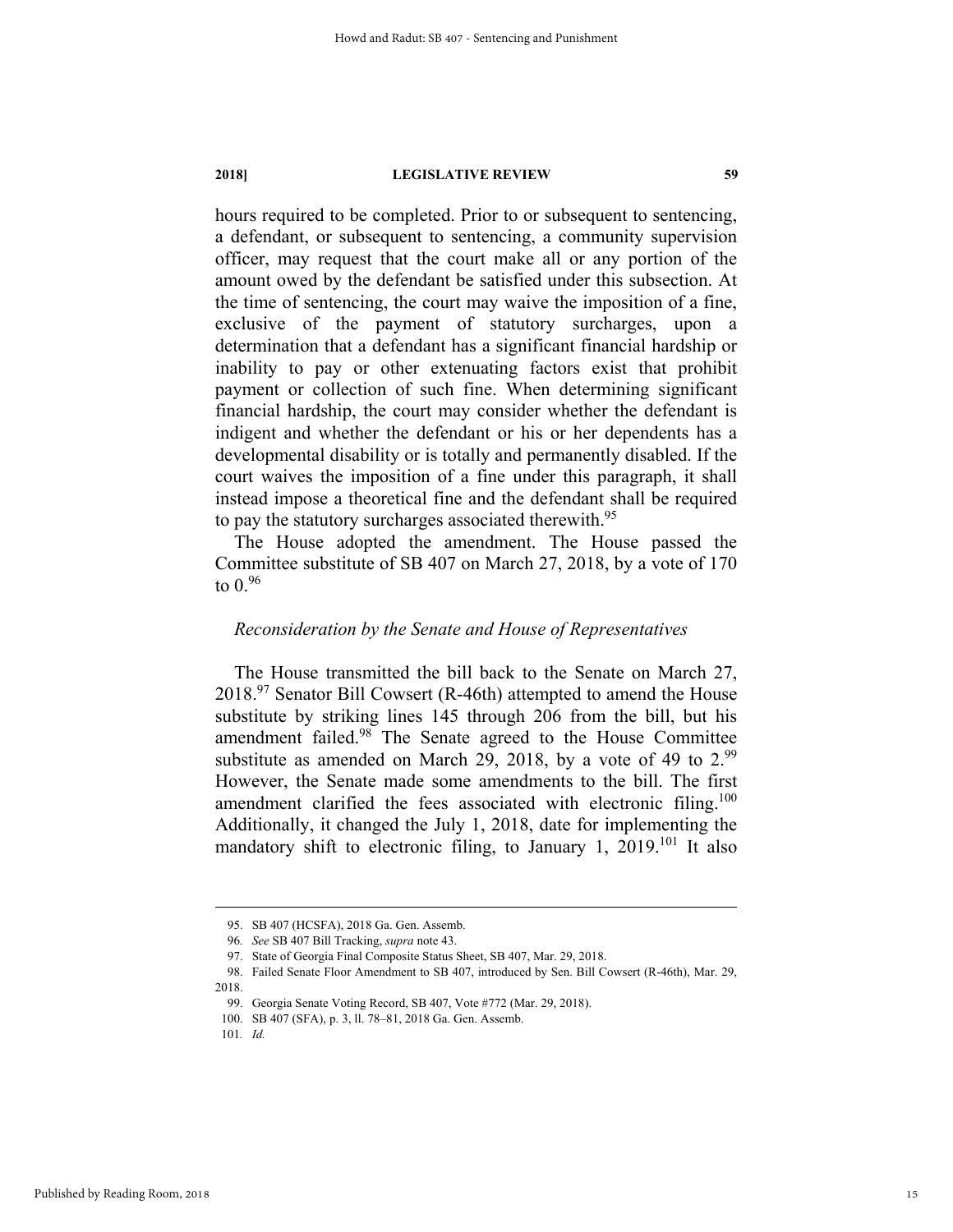hours required to be completed. Prior to or subsequent to sentencing, a defendant, or subsequent to sentencing, a community supervision officer, may request that the court make all or any portion of the amount owed by the defendant be satisfied under this subsection. At the time of sentencing, the court may waive the imposition of a fine, exclusive of the payment of statutory surcharges, upon a determination that a defendant has a significant financial hardship or inability to pay or other extenuating factors exist that prohibit payment or collection of such fine. When determining significant financial hardship, the court may consider whether the defendant is indigent and whether the defendant or his or her dependents has a developmental disability or is totally and permanently disabled. If the court waives the imposition of a fine under this paragraph, it shall instead impose a theoretical fine and the defendant shall be required to pay the statutory surcharges associated therewith.[95]

The House adopted the amendment. The House passed the Committee substitute of SB 407 on March 27, 2018, by a vote of 170 to 0.[96]

*Reconsideration by the Senate and House of Representatives*

The House transmitted the bill back to the Senate on March 27, 2018.[97] Senator Bill Cowsert (R-46th) attempted to amend the House substitute by striking lines 145 through 206 from the bill, but his amendment failed.[98] The Senate agreed to the House Committee substitute as amended on March 29, 2018, by a vote of 49 to 2.[99] However, the Senate made some amendments to the bill. The first amendment clarified the fees associated with electronic filing.[100] Additionally, it changed the July 1, 2018, date for implementing the mandatory shift to electronic filing, to January 1, 2019.[101] It also

---

95. SB 407 (HCSFA), 2018 Ga. Gen. Assemb.

96. *See* SB 407 Bill Tracking, *supra* note 43.

97. State of Georgia Final Composite Status Sheet, SB 407, Mar. 29, 2018.

98. Failed Senate Floor Amendment to SB 407, introduced by Sen. Bill Cowsert (R-46th), Mar. 29, 2018.

99. Georgia Senate Voting Record, SB 407, Vote #772 (Mar. 29, 2018).

100. SB 407 (SFA), p. 3, ll. 78–81, 2018 Ga. Gen. Assemb.

101. *Id.*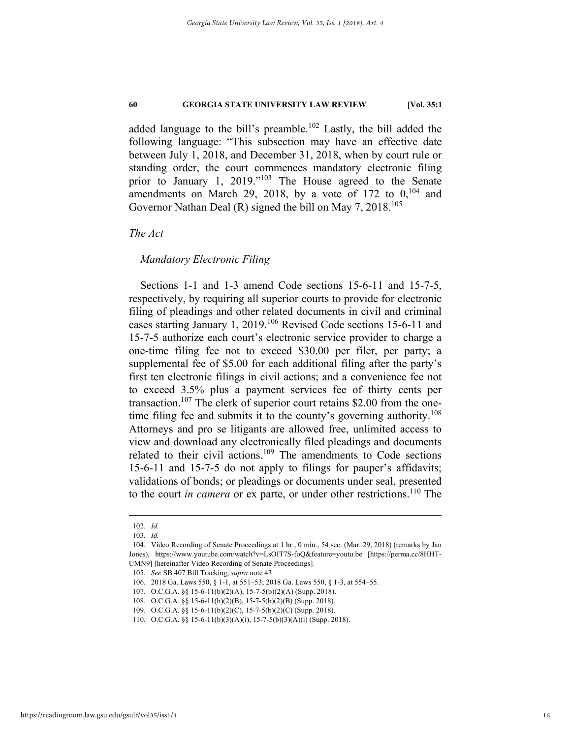added language to the bill's preamble.[102] Lastly, the bill added the following language: "This subsection may have an effective date between July 1, 2018, and December 31, 2018, when by court rule or standing order, the court commences mandatory electronic filing prior to January 1, 2019."[103] The House agreed to the Senate amendments on March 29, 2018, by a vote of 172 to 0,[104] and Governor Nathan Deal (R) signed the bill on May 7, 2018.[105]

*The Act*

*Mandatory Electronic Filing*

Sections 1-1 and 1-3 amend Code sections 15-6-11 and 15-7-5, respectively, by requiring all superior courts to provide for electronic filing of pleadings and other related documents in civil and criminal cases starting January 1, 2019.[106] Revised Code sections 15-6-11 and 15-7-5 authorize each court's electronic service provider to charge a one-time filing fee not to exceed $30.00 per filer, per party; a supplemental fee of $5.00 for each additional filing after the party's first ten electronic filings in civil actions; and a convenience fee not to exceed 3.5% plus a payment services fee of thirty cents per transaction.[107] The clerk of superior court retains $2.00 from the one-time filing fee and submits it to the county's governing authority.[108] Attorneys and pro se litigants are allowed free, unlimited access to view and download any electronically filed pleadings and documents related to their civil actions.[109] The amendments to Code sections 15-6-11 and 15-7-5 do not apply to filings for pauper's affidavits; validations of bonds; or pleadings or documents under seal, presented to the court *in camera* or ex parte, or under other restrictions.[110] The

---

102. *Id.*

103. *Id.*

104. Video Recording of Senate Proceedings at 1 hr., 0 min., 54 sec. (Mar. 29, 2018) (remarks by Jan Jones), https://www.youtube.com/watch?v=LsOIT7S-foQ&feature=youtu.be [https://perma.cc/8HHT-UMN9] [hereinafter Video Recording of Senate Proceedings].

105. *See* SB 407 Bill Tracking, *supra* note 43.

106. 2018 Ga. Laws 550, § 1-1, at 551–53; 2018 Ga. Laws 550, § 1-3, at 554–55.

107. O.C.G.A. §§ 15-6-11(b)(2)(A), 15-7-5(b)(2)(A) (Supp. 2018).

108. O.C.G.A. §§ 15-6-11(b)(2)(B), 15-7-5(b)(2)(B) (Supp. 2018).

109. O.C.G.A. §§ 15-6-11(b)(2)(C), 15-7-5(b)(2)(C) (Supp. 2018).

110. O.C.G.A. §§ 15-6-11(b)(3)(A)(i), 15-7-5(b)(3)(A)(i) (Supp. 2018).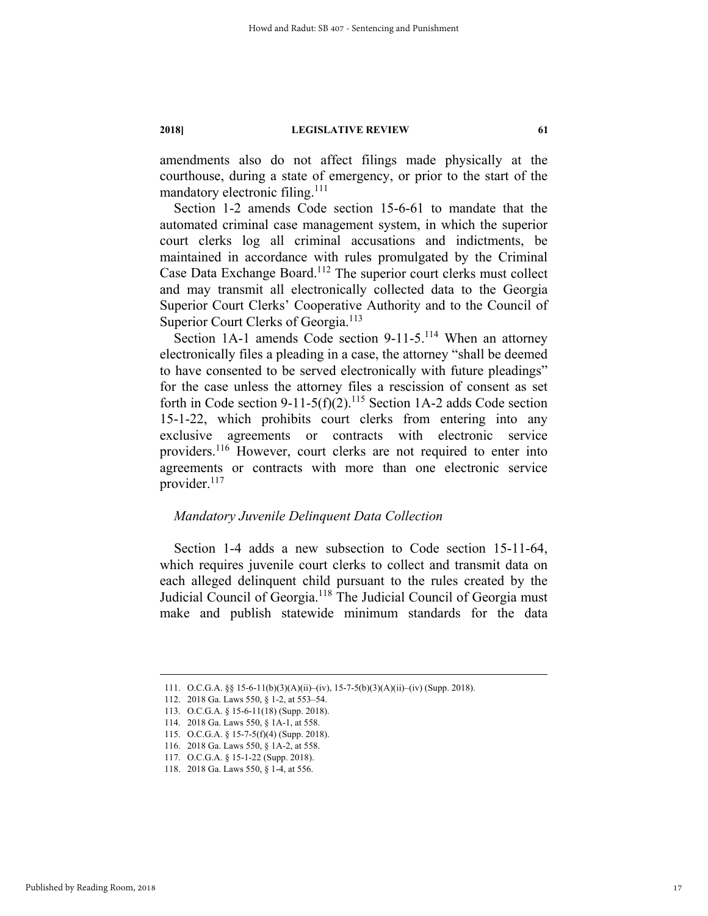amendments also do not affect filings made physically at the courthouse, during a state of emergency, or prior to the start of the mandatory electronic filing.[111]

Section 1-2 amends Code section 15-6-61 to mandate that the automated criminal case management system, in which the superior court clerks log all criminal accusations and indictments, be maintained in accordance with rules promulgated by the Criminal Case Data Exchange Board.[112] The superior court clerks must collect and may transmit all electronically collected data to the Georgia Superior Court Clerks' Cooperative Authority and to the Council of Superior Court Clerks of Georgia.[113]

Section 1A-1 amends Code section 9-11-5.[114] When an attorney electronically files a pleading in a case, the attorney "shall be deemed to have consented to be served electronically with future pleadings" for the case unless the attorney files a rescission of consent as set forth in Code section 9-11-5(f)(2).[115] Section 1A-2 adds Code section 15-1-22, which prohibits court clerks from entering into any exclusive agreements or contracts with electronic service providers.[116] However, court clerks are not required to enter into agreements or contracts with more than one electronic service provider.[117]

*Mandatory Juvenile Delinquent Data Collection*

Section 1-4 adds a new subsection to Code section 15-11-64, which requires juvenile court clerks to collect and transmit data on each alleged delinquent child pursuant to the rules created by the Judicial Council of Georgia.[118] The Judicial Council of Georgia must make and publish statewide minimum standards for the data

---

111. O.C.G.A. §§ 15-6-11(b)(3)(A)(ii)–(iv), 15-7-5(b)(3)(A)(ii)–(iv) (Supp. 2018).

112. 2018 Ga. Laws 550, § 1-2, at 553–54.

113. O.C.G.A. § 15-6-11(18) (Supp. 2018).

114. 2018 Ga. Laws 550, § 1A-1, at 558.

115. O.C.G.A. § 15-7-5(f)(4) (Supp. 2018).

116. 2018 Ga. Laws 550, § 1A-2, at 558.

117. O.C.G.A. § 15-1-22 (Supp. 2018).

118. 2018 Ga. Laws 550, § 1-4, at 556.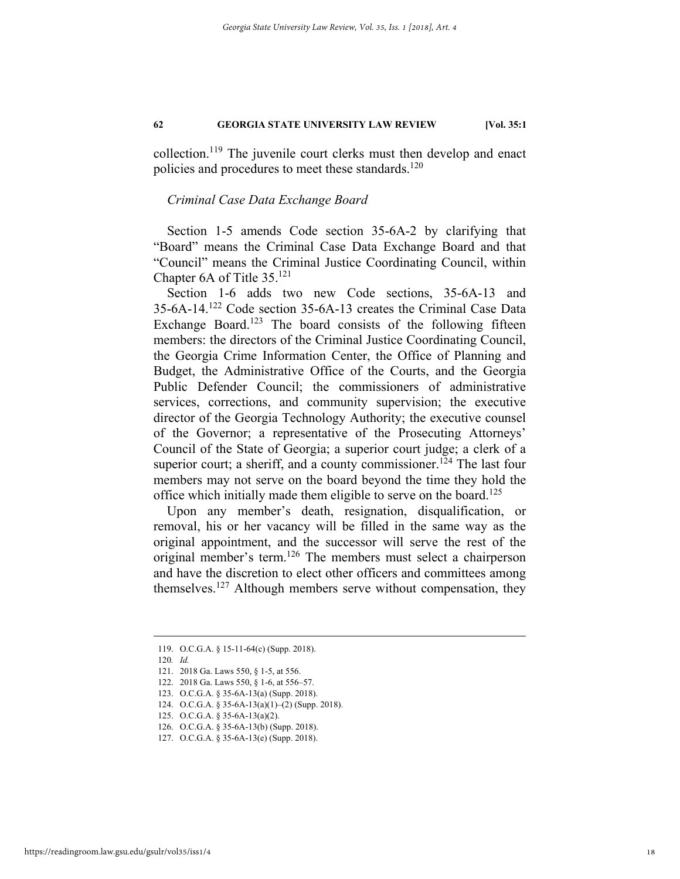collection.[119] The juvenile court clerks must then develop and enact policies and procedures to meet these standards.[120]

*Criminal Case Data Exchange Board*

Section 1-5 amends Code section 35-6A-2 by clarifying that "Board" means the Criminal Case Data Exchange Board and that "Council" means the Criminal Justice Coordinating Council, within Chapter 6A of Title 35.[121]

Section 1-6 adds two new Code sections, 35-6A-13 and 35-6A-14.[122] Code section 35-6A-13 creates the Criminal Case Data Exchange Board.[123] The board consists of the following fifteen members: the directors of the Criminal Justice Coordinating Council, the Georgia Crime Information Center, the Office of Planning and Budget, the Administrative Office of the Courts, and the Georgia Public Defender Council; the commissioners of administrative services, corrections, and community supervision; the executive director of the Georgia Technology Authority; the executive counsel of the Governor; a representative of the Prosecuting Attorneys' Council of the State of Georgia; a superior court judge; a clerk of a superior court; a sheriff, and a county commissioner.[124] The last four members may not serve on the board beyond the time they hold the office which initially made them eligible to serve on the board.[125]

Upon any member's death, resignation, disqualification, or removal, his or her vacancy will be filled in the same way as the original appointment, and the successor will serve the rest of the original member's term.[126] The members must select a chairperson and have the discretion to elect other officers and committees among themselves.[127] Although members serve without compensation, they

---

119. O.C.G.A. § 15-11-64(c) (Supp. 2018).

120. *Id.*

121. 2018 Ga. Laws 550, § 1-5, at 556.

122. 2018 Ga. Laws 550, § 1-6, at 556–57.

123. O.C.G.A. § 35-6A-13(a) (Supp. 2018).

124. O.C.G.A. § 35-6A-13(a)(1)–(2) (Supp. 2018).

125. O.C.G.A. § 35-6A-13(a)(2).

126. O.C.G.A. § 35-6A-13(b) (Supp. 2018).

127. O.C.G.A. § 35-6A-13(e) (Supp. 2018).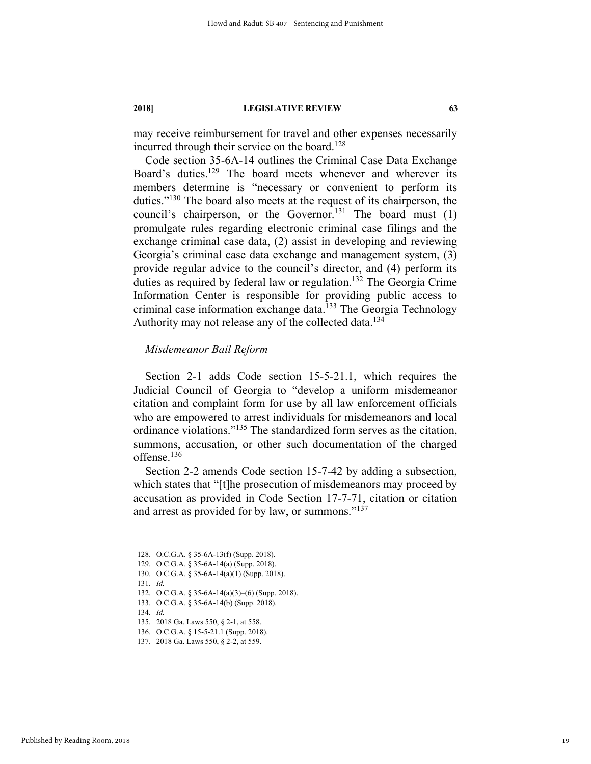may receive reimbursement for travel and other expenses necessarily incurred through their service on the board.[128]

Code section 35-6A-14 outlines the Criminal Case Data Exchange Board's duties.[129] The board meets whenever and wherever its members determine is "necessary or convenient to perform its duties."[130] The board also meets at the request of its chairperson, the council's chairperson, or the Governor.[131] The board must (1) promulgate rules regarding electronic criminal case filings and the exchange criminal case data, (2) assist in developing and reviewing Georgia's criminal case data exchange and management system, (3) provide regular advice to the council's director, and (4) perform its duties as required by federal law or regulation.[132] The Georgia Crime Information Center is responsible for providing public access to criminal case information exchange data.[133] The Georgia Technology Authority may not release any of the collected data.[134]

### *Misdemeanor Bail Reform*

Section 2-1 adds Code section 15-5-21.1, which requires the Judicial Council of Georgia to "develop a uniform misdemeanor citation and complaint form for use by all law enforcement officials who are empowered to arrest individuals for misdemeanors and local ordinance violations."[135] The standardized form serves as the citation, summons, accusation, or other such documentation of the charged offense.[136]

Section 2-2 amends Code section 15-7-42 by adding a subsection, which states that "[t]he prosecution of misdemeanors may proceed by accusation as provided in Code Section 17-7-71, citation or citation and arrest as provided for by law, or summons."[137]

---

128. O.C.G.A. § 35-6A-13(f) (Supp. 2018).
129. O.C.G.A. § 35-6A-14(a) (Supp. 2018).
130. O.C.G.A. § 35-6A-14(a)(1) (Supp. 2018).
131. *Id.*
132. O.C.G.A. § 35-6A-14(a)(3)–(6) (Supp. 2018).
133. O.C.G.A. § 35-6A-14(b) (Supp. 2018).
134. *Id.*
135. 2018 Ga. Laws 550, § 2-1, at 558.
136. O.C.G.A. § 15-5-21.1 (Supp. 2018).
137. 2018 Ga. Laws 550, § 2-2, at 559.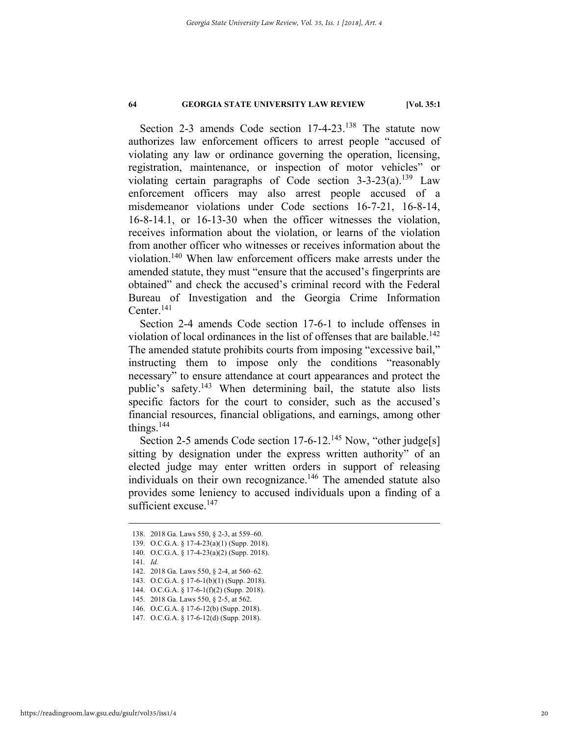Section 2-3 amends Code section 17-4-23.[138] The statute now authorizes law enforcement officers to arrest people "accused of violating any law or ordinance governing the operation, licensing, registration, maintenance, or inspection of motor vehicles" or violating certain paragraphs of Code section 3-3-23(a).[139] Law enforcement officers may also arrest people accused of a misdemeanor violations under Code sections 16-7-21, 16-8-14, 16-8-14.1, or 16-13-30 when the officer witnesses the violation, receives information about the violation, or learns of the violation from another officer who witnesses or receives information about the violation.[140] When law enforcement officers make arrests under the amended statute, they must "ensure that the accused's fingerprints are obtained" and check the accused's criminal record with the Federal Bureau of Investigation and the Georgia Crime Information Center.[141]

Section 2-4 amends Code section 17-6-1 to include offenses in violation of local ordinances in the list of offenses that are bailable.[142] The amended statute prohibits courts from imposing "excessive bail," instructing them to impose only the conditions "reasonably necessary" to ensure attendance at court appearances and protect the public's safety.[143] When determining bail, the statute also lists specific factors for the court to consider, such as the accused's financial resources, financial obligations, and earnings, among other things.[144]

Section 2-5 amends Code section 17-6-12.[145] Now, "other judge[s] sitting by designation under the express written authority" of an elected judge may enter written orders in support of releasing individuals on their own recognizance.[146] The amended statute also provides some leniency to accused individuals upon a finding of a sufficient excuse.[147]

---

138. 2018 Ga. Laws 550, § 2-3, at 559–60.
139. O.C.G.A. § 17-4-23(a)(1) (Supp. 2018).
140. O.C.G.A. § 17-4-23(a)(2) (Supp. 2018).
141. *Id.*
142. 2018 Ga. Laws 550, § 2-4, at 560–62.
143. O.C.G.A. § 17-6-1(b)(1) (Supp. 2018).
144. O.C.G.A. § 17-6-1(f)(2) (Supp. 2018).
145. 2018 Ga. Laws 550, § 2-5, at 562.
146. O.C.G.A. § 17-6-12(b) (Supp. 2018).
147. O.C.G.A. § 17-6-12(d) (Supp. 2018).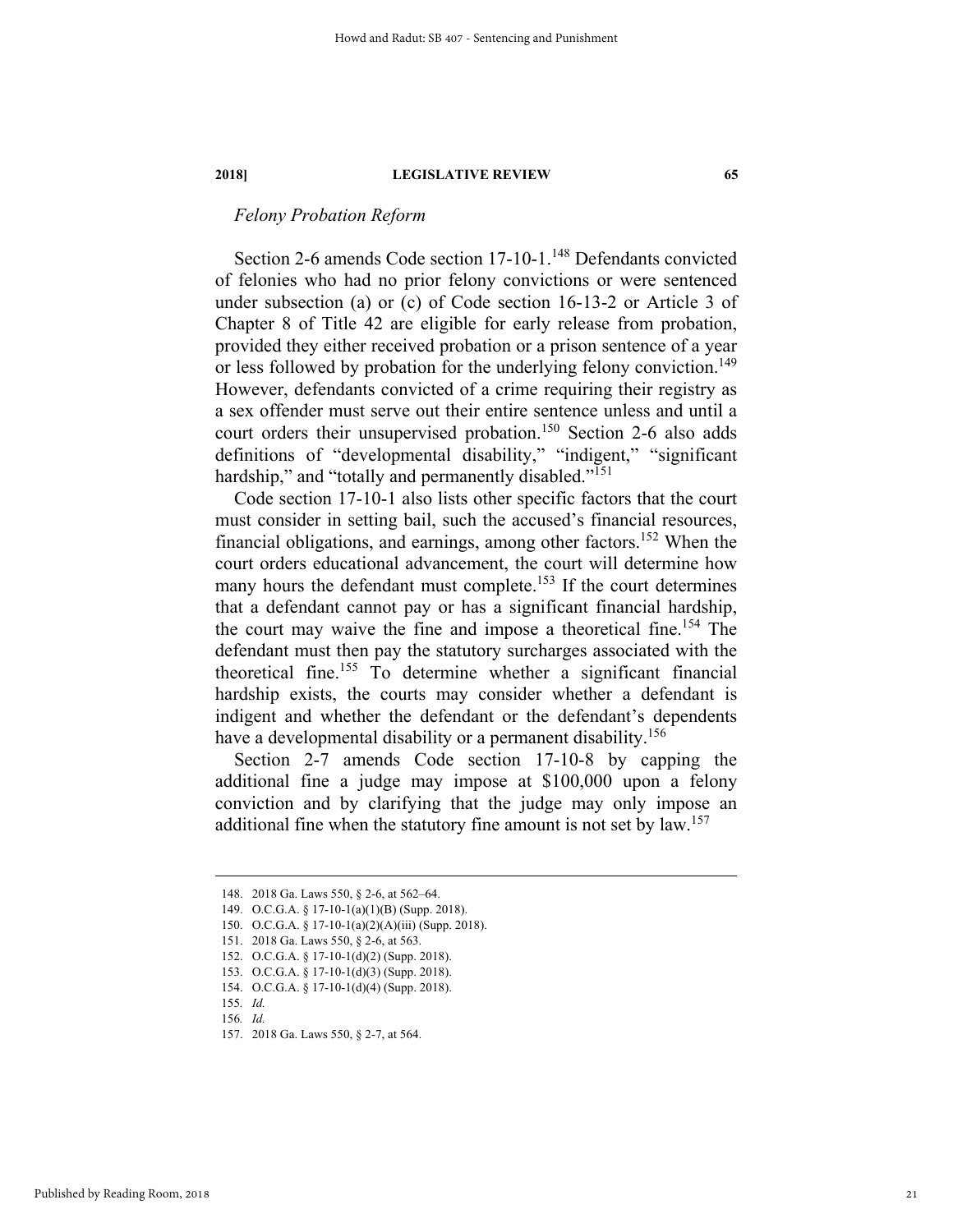*Felony Probation Reform*

Section 2-6 amends Code section 17-10-1.[148] Defendants convicted of felonies who had no prior felony convictions or were sentenced under subsection (a) or (c) of Code section 16-13-2 or Article 3 of Chapter 8 of Title 42 are eligible for early release from probation, provided they either received probation or a prison sentence of a year or less followed by probation for the underlying felony conviction.[149] However, defendants convicted of a crime requiring their registry as a sex offender must serve out their entire sentence unless and until a court orders their unsupervised probation.[150] Section 2-6 also adds definitions of "developmental disability," "indigent," "significant hardship," and "totally and permanently disabled."[151]

Code section 17-10-1 also lists other specific factors that the court must consider in setting bail, such the accused's financial resources, financial obligations, and earnings, among other factors.[152] When the court orders educational advancement, the court will determine how many hours the defendant must complete.[153] If the court determines that a defendant cannot pay or has a significant financial hardship, the court may waive the fine and impose a theoretical fine.[154] The defendant must then pay the statutory surcharges associated with the theoretical fine.[155] To determine whether a significant financial hardship exists, the courts may consider whether a defendant is indigent and whether the defendant or the defendant's dependents have a developmental disability or a permanent disability.[156]

Section 2-7 amends Code section 17-10-8 by capping the additional fine a judge may impose at $100,000 upon a felony conviction and by clarifying that the judge may only impose an additional fine when the statutory fine amount is not set by law.[157]

---

148. 2018 Ga. Laws 550, § 2-6, at 562–64.
149. O.C.G.A. § 17-10-1(a)(1)(B) (Supp. 2018).
150. O.C.G.A. § 17-10-1(a)(2)(A)(iii) (Supp. 2018).
151. 2018 Ga. Laws 550, § 2-6, at 563.
152. O.C.G.A. § 17-10-1(d)(2) (Supp. 2018).
153. O.C.G.A. § 17-10-1(d)(3) (Supp. 2018).
154. O.C.G.A. § 17-10-1(d)(4) (Supp. 2018).
155. *Id.*
156. *Id.*
157. 2018 Ga. Laws 550, § 2-7, at 564.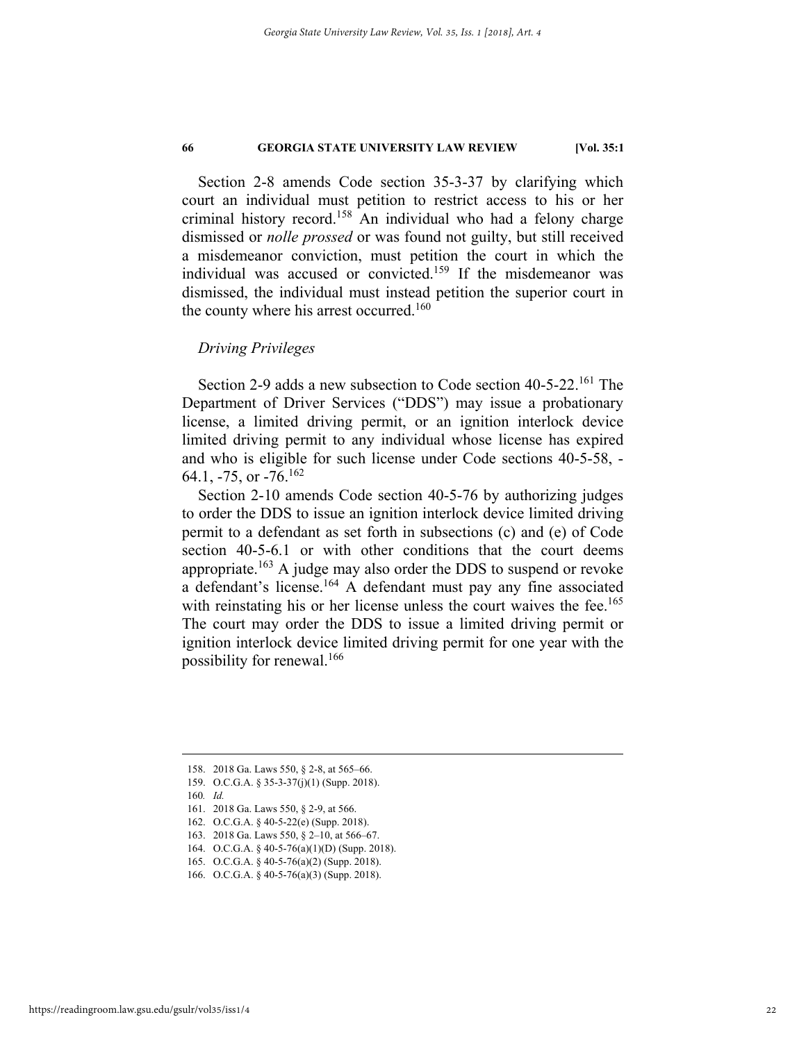Section 2-8 amends Code section 35-3-37 by clarifying which court an individual must petition to restrict access to his or her criminal history record.[158] An individual who had a felony charge dismissed or *nolle prossed* or was found not guilty, but still received a misdemeanor conviction, must petition the court in which the individual was accused or convicted.[159] If the misdemeanor was dismissed, the individual must instead petition the superior court in the county where his arrest occurred.[160]

### *Driving Privileges*

Section 2-9 adds a new subsection to Code section 40-5-22.[161] The Department of Driver Services ("DDS") may issue a probationary license, a limited driving permit, or an ignition interlock device limited driving permit to any individual whose license has expired and who is eligible for such license under Code sections 40-5-58, -64.1, -75, or -76.[162]

Section 2-10 amends Code section 40-5-76 by authorizing judges to order the DDS to issue an ignition interlock device limited driving permit to a defendant as set forth in subsections (c) and (e) of Code section 40-5-6.1 or with other conditions that the court deems appropriate.[163] A judge may also order the DDS to suspend or revoke a defendant's license.[164] A defendant must pay any fine associated with reinstating his or her license unless the court waives the fee.[165] The court may order the DDS to issue a limited driving permit or ignition interlock device limited driving permit for one year with the possibility for renewal.[166]

---

158. 2018 Ga. Laws 550, § 2-8, at 565–66.
159. O.C.G.A. § 35-3-37(j)(1) (Supp. 2018).
160. *Id.*
161. 2018 Ga. Laws 550, § 2-9, at 566.
162. O.C.G.A. § 40-5-22(e) (Supp. 2018).
163. 2018 Ga. Laws 550, § 2–10, at 566–67.
164. O.C.G.A. § 40-5-76(a)(1)(D) (Supp. 2018).
165. O.C.G.A. § 40-5-76(a)(2) (Supp. 2018).
166. O.C.G.A. § 40-5-76(a)(3) (Supp. 2018).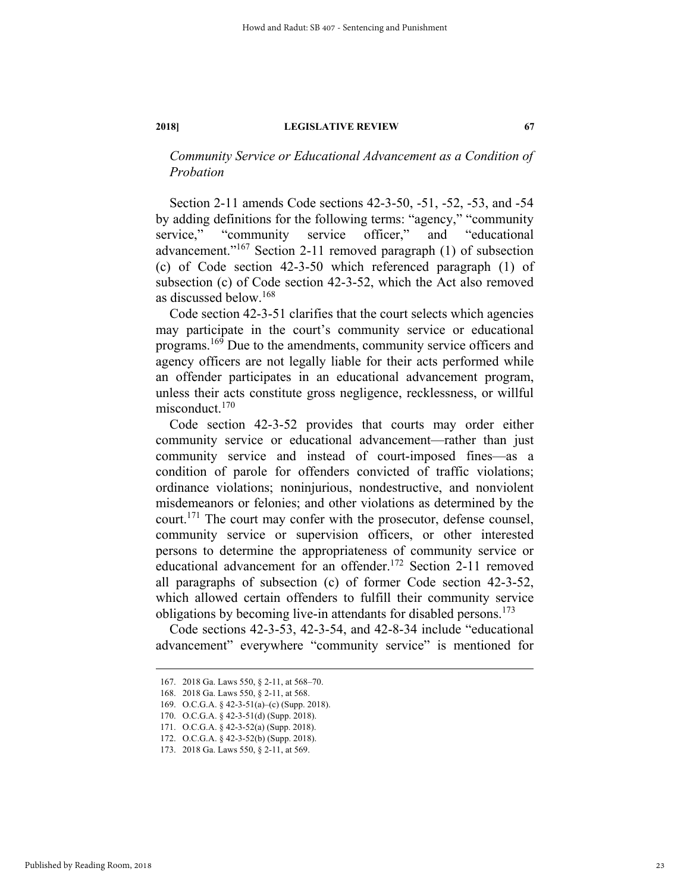*Community Service or Educational Advancement as a Condition of Probation*

Section 2-11 amends Code sections 42-3-50, -51, -52, -53, and -54 by adding definitions for the following terms: "agency," "community service," "community service officer," and "educational advancement."[167] Section 2-11 removed paragraph (1) of subsection (c) of Code section 42-3-50 which referenced paragraph (1) of subsection (c) of Code section 42-3-52, which the Act also removed as discussed below.[168]

Code section 42-3-51 clarifies that the court selects which agencies may participate in the court's community service or educational programs.[169] Due to the amendments, community service officers and agency officers are not legally liable for their acts performed while an offender participates in an educational advancement program, unless their acts constitute gross negligence, recklessness, or willful misconduct.[170]

Code section 42-3-52 provides that courts may order either community service or educational advancement—rather than just community service and instead of court-imposed fines—as a condition of parole for offenders convicted of traffic violations; ordinance violations; noninjurious, nondestructive, and nonviolent misdemeanors or felonies; and other violations as determined by the court.[171] The court may confer with the prosecutor, defense counsel, community service or supervision officers, or other interested persons to determine the appropriateness of community service or educational advancement for an offender.[172] Section 2-11 removed all paragraphs of subsection (c) of former Code section 42-3-52, which allowed certain offenders to fulfill their community service obligations by becoming live-in attendants for disabled persons.[173]

Code sections 42-3-53, 42-3-54, and 42-8-34 include "educational advancement" everywhere "community service" is mentioned for

---

167. 2018 Ga. Laws 550, § 2-11, at 568–70.
168. 2018 Ga. Laws 550, § 2-11, at 568.
169. O.C.G.A. § 42-3-51(a)–(c) (Supp. 2018).
170. O.C.G.A. § 42-3-51(d) (Supp. 2018).
171. O.C.G.A. § 42-3-52(a) (Supp. 2018).
172. O.C.G.A. § 42-3-52(b) (Supp. 2018).
173. 2018 Ga. Laws 550, § 2-11, at 569.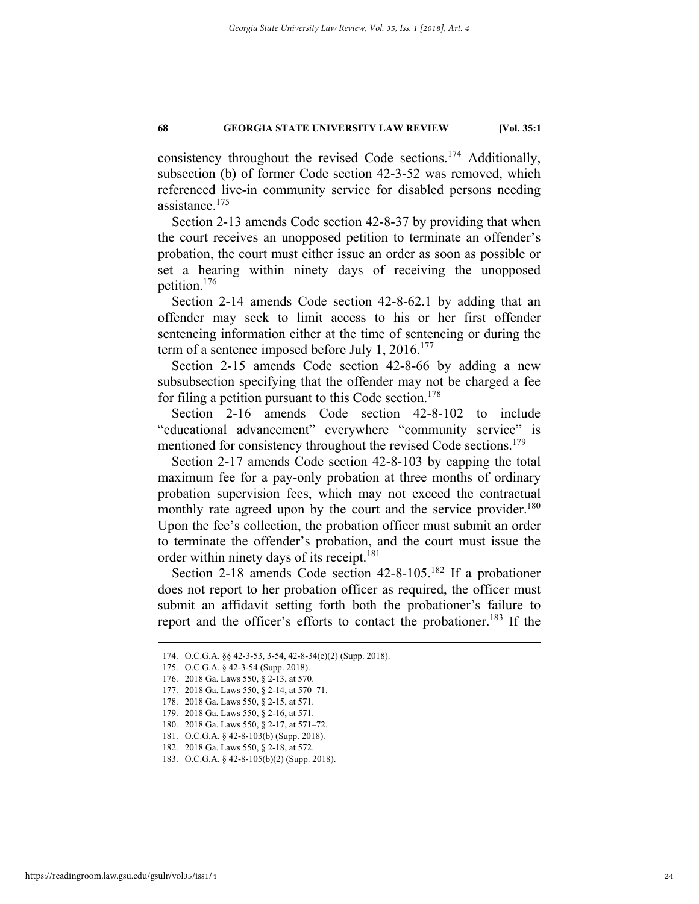consistency throughout the revised Code sections.[174] Additionally, subsection (b) of former Code section 42-3-52 was removed, which referenced live-in community service for disabled persons needing assistance.[175]

Section 2-13 amends Code section 42-8-37 by providing that when the court receives an unopposed petition to terminate an offender's probation, the court must either issue an order as soon as possible or set a hearing within ninety days of receiving the unopposed petition.[176]

Section 2-14 amends Code section 42-8-62.1 by adding that an offender may seek to limit access to his or her first offender sentencing information either at the time of sentencing or during the term of a sentence imposed before July 1, 2016.[177]

Section 2-15 amends Code section 42-8-66 by adding a new subsubsection specifying that the offender may not be charged a fee for filing a petition pursuant to this Code section.[178]

Section 2-16 amends Code section 42-8-102 to include "educational advancement" everywhere "community service" is mentioned for consistency throughout the revised Code sections.[179]

Section 2-17 amends Code section 42-8-103 by capping the total maximum fee for a pay-only probation at three months of ordinary probation supervision fees, which may not exceed the contractual monthly rate agreed upon by the court and the service provider.[180] Upon the fee's collection, the probation officer must submit an order to terminate the offender's probation, and the court must issue the order within ninety days of its receipt.[181]

Section 2-18 amends Code section 42-8-105.[182] If a probationer does not report to her probation officer as required, the officer must submit an affidavit setting forth both the probationer's failure to report and the officer's efforts to contact the probationer.[183] If the

---

174. O.C.G.A. §§ 42-3-53, 3-54, 42-8-34(e)(2) (Supp. 2018).
175. O.C.G.A. § 42-3-54 (Supp. 2018).
176. 2018 Ga. Laws 550, § 2-13, at 570.
177. 2018 Ga. Laws 550, § 2-14, at 570–71.
178. 2018 Ga. Laws 550, § 2-15, at 571.
179. 2018 Ga. Laws 550, § 2-16, at 571.
180. 2018 Ga. Laws 550, § 2-17, at 571–72.
181. O.C.G.A. § 42-8-103(b) (Supp. 2018).
182. 2018 Ga. Laws 550, § 2-18, at 572.
183. O.C.G.A. § 42-8-105(b)(2) (Supp. 2018).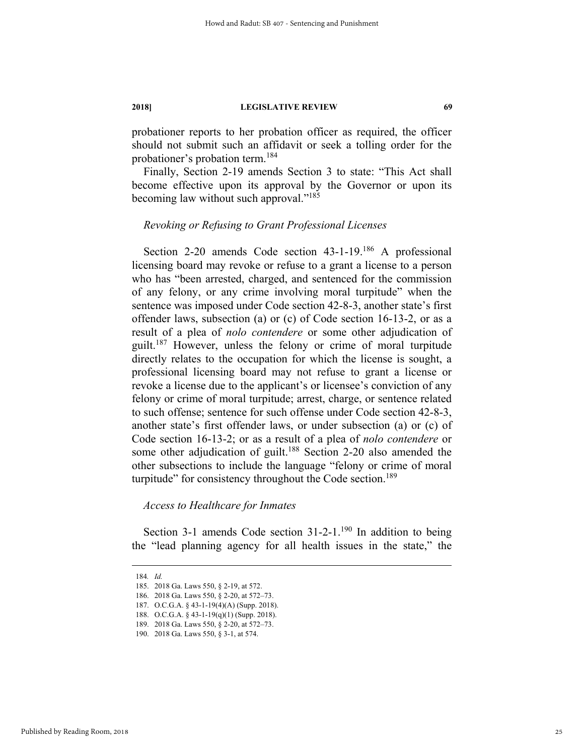probationer reports to her probation officer as required, the officer should not submit such an affidavit or seek a tolling order for the probationer's probation term.[184]

Finally, Section 2-19 amends Section 3 to state: "This Act shall become effective upon its approval by the Governor or upon its becoming law without such approval."[185]

### *Revoking or Refusing to Grant Professional Licenses*

Section 2-20 amends Code section 43-1-19.[186] A professional licensing board may revoke or refuse to a grant a license to a person who has "been arrested, charged, and sentenced for the commission of any felony, or any crime involving moral turpitude" when the sentence was imposed under Code section 42-8-3, another state's first offender laws, subsection (a) or (c) of Code section 16-13-2, or as a result of a plea of *nolo contendere* or some other adjudication of guilt.[187] However, unless the felony or crime of moral turpitude directly relates to the occupation for which the license is sought, a professional licensing board may not refuse to grant a license or revoke a license due to the applicant's or licensee's conviction of any felony or crime of moral turpitude; arrest, charge, or sentence related to such offense; sentence for such offense under Code section 42-8-3, another state's first offender laws, or under subsection (a) or (c) of Code section 16-13-2; or as a result of a plea of *nolo contendere* or some other adjudication of guilt.[188] Section 2-20 also amended the other subsections to include the language "felony or crime of moral turpitude" for consistency throughout the Code section.[189]

### *Access to Healthcare for Inmates*

Section 3-1 amends Code section 31-2-1.[190] In addition to being the "lead planning agency for all health issues in the state," the

---

184. *Id.*
185. 2018 Ga. Laws 550, § 2-19, at 572.
186. 2018 Ga. Laws 550, § 2-20, at 572–73.
187. O.C.G.A. § 43-1-19(4)(A) (Supp. 2018).
188. O.C.G.A. § 43-1-19(q)(1) (Supp. 2018).
189. 2018 Ga. Laws 550, § 2-20, at 572–73.
190. 2018 Ga. Laws 550, § 3-1, at 574.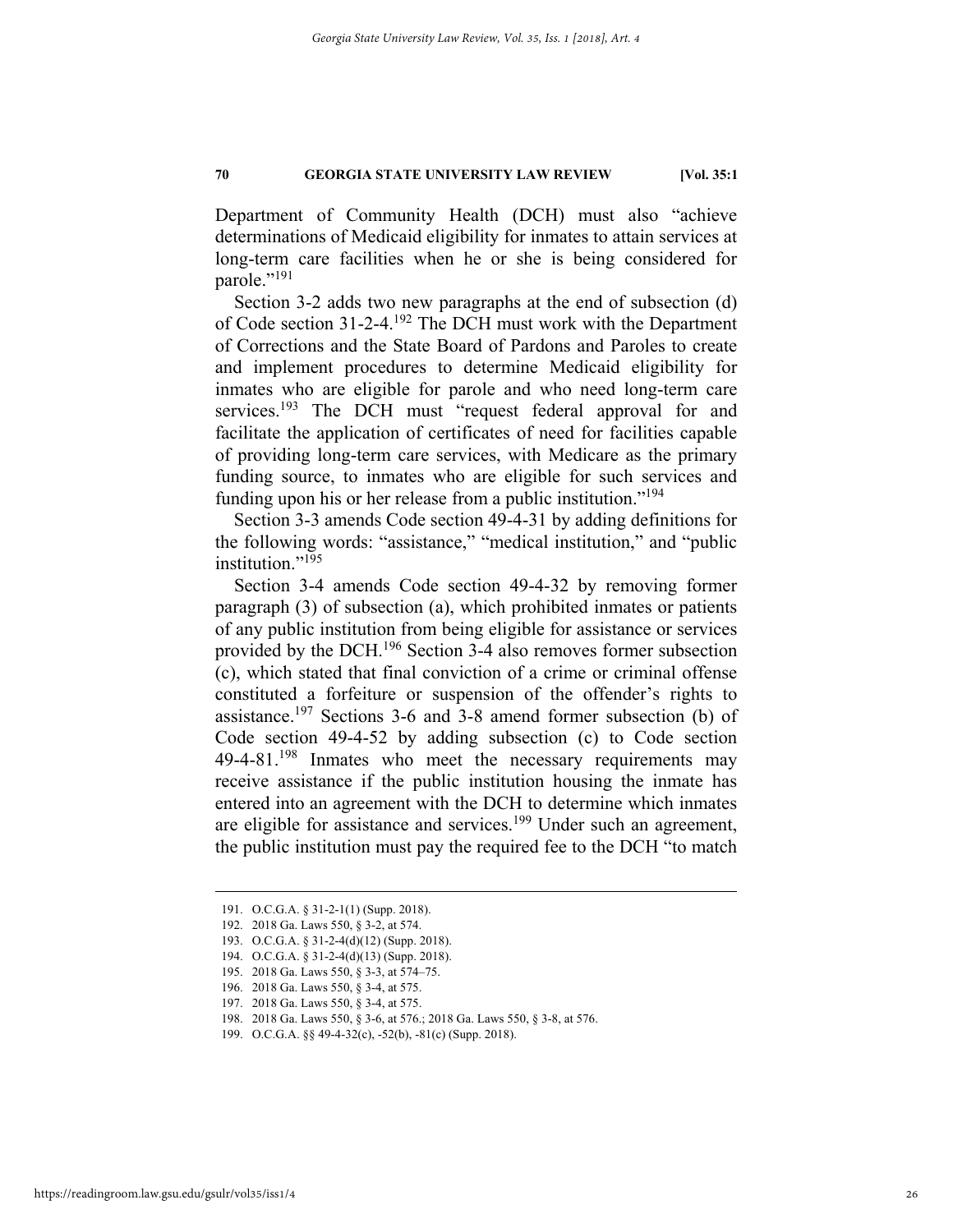Department of Community Health (DCH) must also "achieve determinations of Medicaid eligibility for inmates to attain services at long-term care facilities when he or she is being considered for parole."[191]

Section 3-2 adds two new paragraphs at the end of subsection (d) of Code section 31-2-4.[192] The DCH must work with the Department of Corrections and the State Board of Pardons and Paroles to create and implement procedures to determine Medicaid eligibility for inmates who are eligible for parole and who need long-term care services.[193] The DCH must "request federal approval for and facilitate the application of certificates of need for facilities capable of providing long-term care services, with Medicare as the primary funding source, to inmates who are eligible for such services and funding upon his or her release from a public institution."[194]

Section 3-3 amends Code section 49-4-31 by adding definitions for the following words: "assistance," "medical institution," and "public institution."[195]

Section 3-4 amends Code section 49-4-32 by removing former paragraph (3) of subsection (a), which prohibited inmates or patients of any public institution from being eligible for assistance or services provided by the DCH.[196] Section 3-4 also removes former subsection (c), which stated that final conviction of a crime or criminal offense constituted a forfeiture or suspension of the offender's rights to assistance.[197] Sections 3-6 and 3-8 amend former subsection (b) of Code section 49-4-52 by adding subsection (c) to Code section 49-4-81.[198] Inmates who meet the necessary requirements may receive assistance if the public institution housing the inmate has entered into an agreement with the DCH to determine which inmates are eligible for assistance and services.[199] Under such an agreement, the public institution must pay the required fee to the DCH "to match

---

191. O.C.G.A. § 31-2-1(1) (Supp. 2018).
192. 2018 Ga. Laws 550, § 3-2, at 574.
193. O.C.G.A. § 31-2-4(d)(12) (Supp. 2018).
194. O.C.G.A. § 31-2-4(d)(13) (Supp. 2018).
195. 2018 Ga. Laws 550, § 3-3, at 574–75.
196. 2018 Ga. Laws 550, § 3-4, at 575.
197. 2018 Ga. Laws 550, § 3-4, at 575.
198. 2018 Ga. Laws 550, § 3-6, at 576.; 2018 Ga. Laws 550, § 3-8, at 576.
199. O.C.G.A. §§ 49-4-32(c), -52(b), -81(c) (Supp. 2018).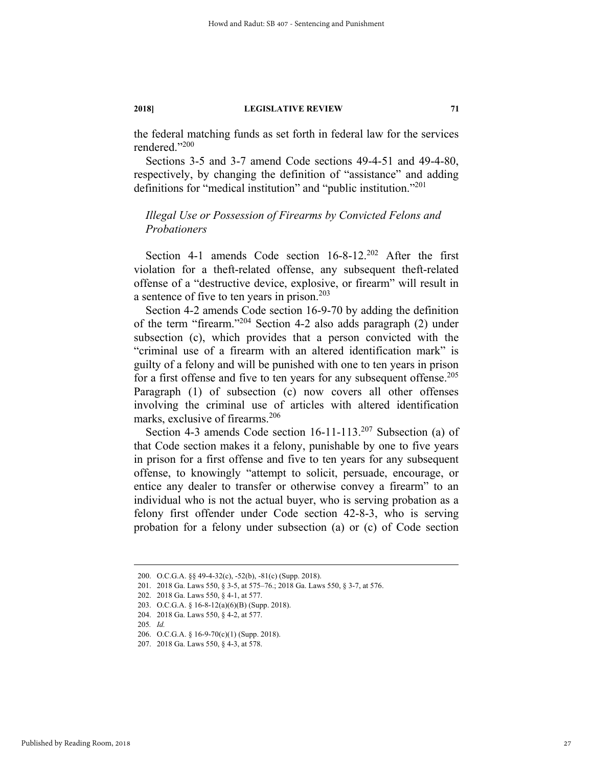the federal matching funds as set forth in federal law for the services rendered."[200]

Sections 3-5 and 3-7 amend Code sections 49-4-51 and 49-4-80, respectively, by changing the definition of "assistance" and adding definitions for "medical institution" and "public institution."[201]

### *Illegal Use or Possession of Firearms by Convicted Felons and Probationers*

Section 4-1 amends Code section 16-8-12.[202] After the first violation for a theft-related offense, any subsequent theft-related offense of a "destructive device, explosive, or firearm" will result in a sentence of five to ten years in prison.[203]

Section 4-2 amends Code section 16-9-70 by adding the definition of the term "firearm."[204] Section 4-2 also adds paragraph (2) under subsection (c), which provides that a person convicted with the "criminal use of a firearm with an altered identification mark" is guilty of a felony and will be punished with one to ten years in prison for a first offense and five to ten years for any subsequent offense.[205] Paragraph (1) of subsection (c) now covers all other offenses involving the criminal use of articles with altered identification marks, exclusive of firearms.[206]

Section 4-3 amends Code section 16-11-113.[207] Subsection (a) of that Code section makes it a felony, punishable by one to five years in prison for a first offense and five to ten years for any subsequent offense, to knowingly "attempt to solicit, persuade, encourage, or entice any dealer to transfer or otherwise convey a firearm" to an individual who is not the actual buyer, who is serving probation as a felony first offender under Code section 42-8-3, who is serving probation for a felony under subsection (a) or (c) of Code section

---

200. O.C.G.A. §§ 49-4-32(c), -52(b), -81(c) (Supp. 2018).
201. 2018 Ga. Laws 550, § 3-5, at 575–76.; 2018 Ga. Laws 550, § 3-7, at 576.
202. 2018 Ga. Laws 550, § 4-1, at 577.
203. O.C.G.A. § 16-8-12(a)(6)(B) (Supp. 2018).
204. 2018 Ga. Laws 550, § 4-2, at 577.
205. *Id.*
206. O.C.G.A. § 16-9-70(c)(1) (Supp. 2018).
207. 2018 Ga. Laws 550, § 4-3, at 578.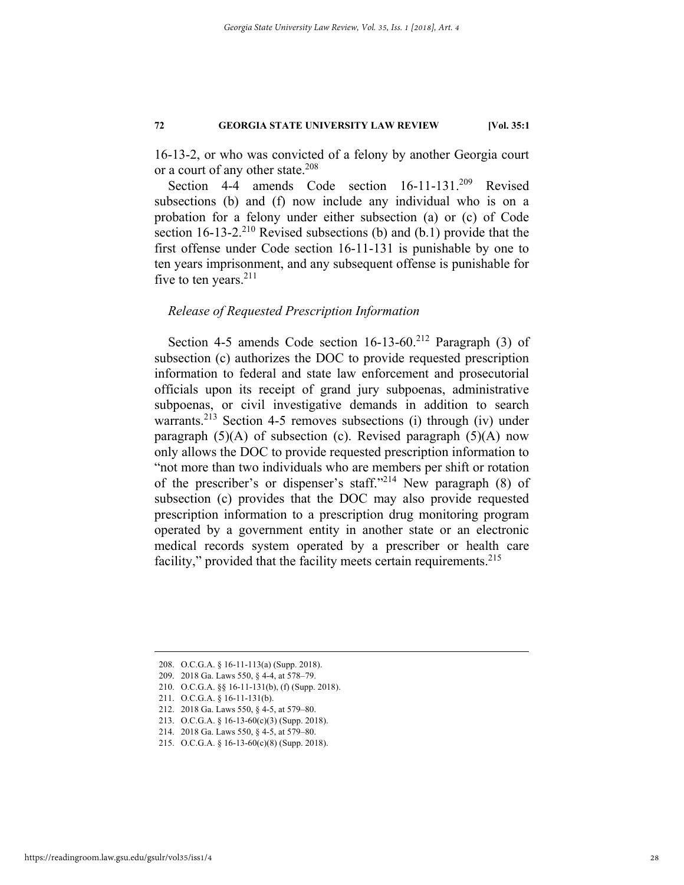16-13-2, or who was convicted of a felony by another Georgia court or a court of any other state.[208]

Section 4-4 amends Code section 16-11-131.[209] Revised subsections (b) and (f) now include any individual who is on a probation for a felony under either subsection (a) or (c) of Code section 16-13-2.[210] Revised subsections (b) and (b.1) provide that the first offense under Code section 16-11-131 is punishable by one to ten years imprisonment, and any subsequent offense is punishable for five to ten years.[211]

*Release of Requested Prescription Information*

Section 4-5 amends Code section 16-13-60.[212] Paragraph (3) of subsection (c) authorizes the DOC to provide requested prescription information to federal and state law enforcement and prosecutorial officials upon its receipt of grand jury subpoenas, administrative subpoenas, or civil investigative demands in addition to search warrants.[213] Section 4-5 removes subsections (i) through (iv) under paragraph (5)(A) of subsection (c). Revised paragraph (5)(A) now only allows the DOC to provide requested prescription information to "not more than two individuals who are members per shift or rotation of the prescriber's or dispenser's staff."[214] New paragraph (8) of subsection (c) provides that the DOC may also provide requested prescription information to a prescription drug monitoring program operated by a government entity in another state or an electronic medical records system operated by a prescriber or health care facility," provided that the facility meets certain requirements.[215]

---

208. O.C.G.A. § 16-11-113(a) (Supp. 2018).
209. 2018 Ga. Laws 550, § 4-4, at 578–79.
210. O.C.G.A. §§ 16-11-131(b), (f) (Supp. 2018).
211. O.C.G.A. § 16-11-131(b).
212. 2018 Ga. Laws 550, § 4-5, at 579–80.
213. O.C.G.A. § 16-13-60(c)(3) (Supp. 2018).
214. 2018 Ga. Laws 550, § 4-5, at 579–80.
215. O.C.G.A. § 16-13-60(c)(8) (Supp. 2018).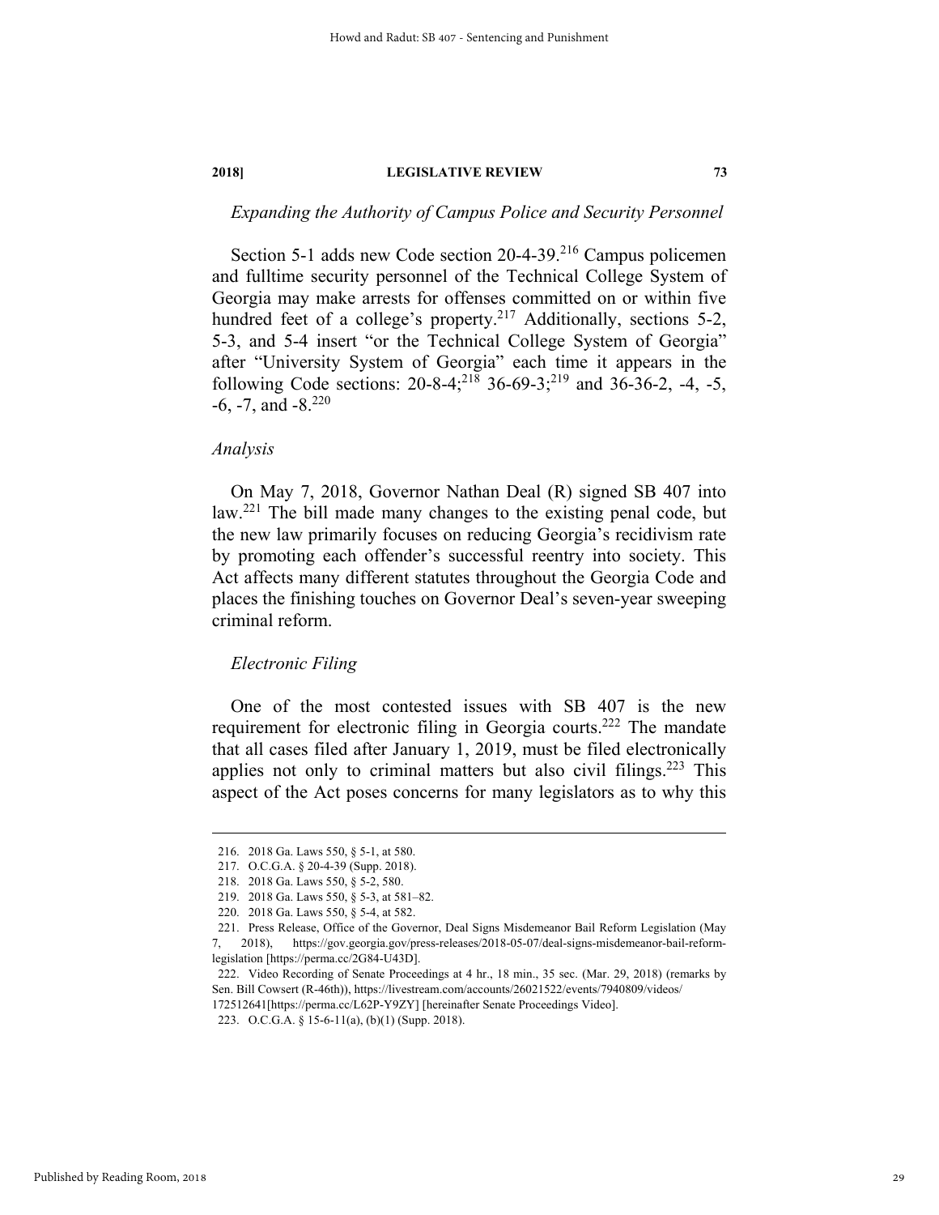*Expanding the Authority of Campus Police and Security Personnel*

Section 5-1 adds new Code section 20-4-39.[216] Campus policemen and fulltime security personnel of the Technical College System of Georgia may make arrests for offenses committed on or within five hundred feet of a college's property.[217] Additionally, sections 5-2, 5-3, and 5-4 insert "or the Technical College System of Georgia" after "University System of Georgia" each time it appears in the following Code sections: 20-8-4;[218] 36-69-3;[219] and 36-36-2, -4, -5, -6, -7, and -8.[220]

*Analysis*

On May 7, 2018, Governor Nathan Deal (R) signed SB 407 into law.[221] The bill made many changes to the existing penal code, but the new law primarily focuses on reducing Georgia's recidivism rate by promoting each offender's successful reentry into society. This Act affects many different statutes throughout the Georgia Code and places the finishing touches on Governor Deal's seven-year sweeping criminal reform.

*Electronic Filing*

One of the most contested issues with SB 407 is the new requirement for electronic filing in Georgia courts.[222] The mandate that all cases filed after January 1, 2019, must be filed electronically applies not only to criminal matters but also civil filings.[223] This aspect of the Act poses concerns for many legislators as to why this

---

216. 2018 Ga. Laws 550, § 5-1, at 580.

217. O.C.G.A. § 20-4-39 (Supp. 2018).

218. 2018 Ga. Laws 550, § 5-2, 580.

219. 2018 Ga. Laws 550, § 5-3, at 581–82.

220. 2018 Ga. Laws 550, § 5-4, at 582.

221. Press Release, Office of the Governor, Deal Signs Misdemeanor Bail Reform Legislation (May 7, 2018), https://gov.georgia.gov/press-releases/2018-05-07/deal-signs-misdemeanor-bail-reform-legislation [https://perma.cc/2G84-U43D].

222. Video Recording of Senate Proceedings at 4 hr., 18 min., 35 sec. (Mar. 29, 2018) (remarks by Sen. Bill Cowsert (R-46th)), https://livestream.com/accounts/26021522/events/7940809/videos/172512641[https://perma.cc/L62P-Y9ZY] [hereinafter Senate Proceedings Video].

223. O.C.G.A. § 15-6-11(a), (b)(1) (Supp. 2018).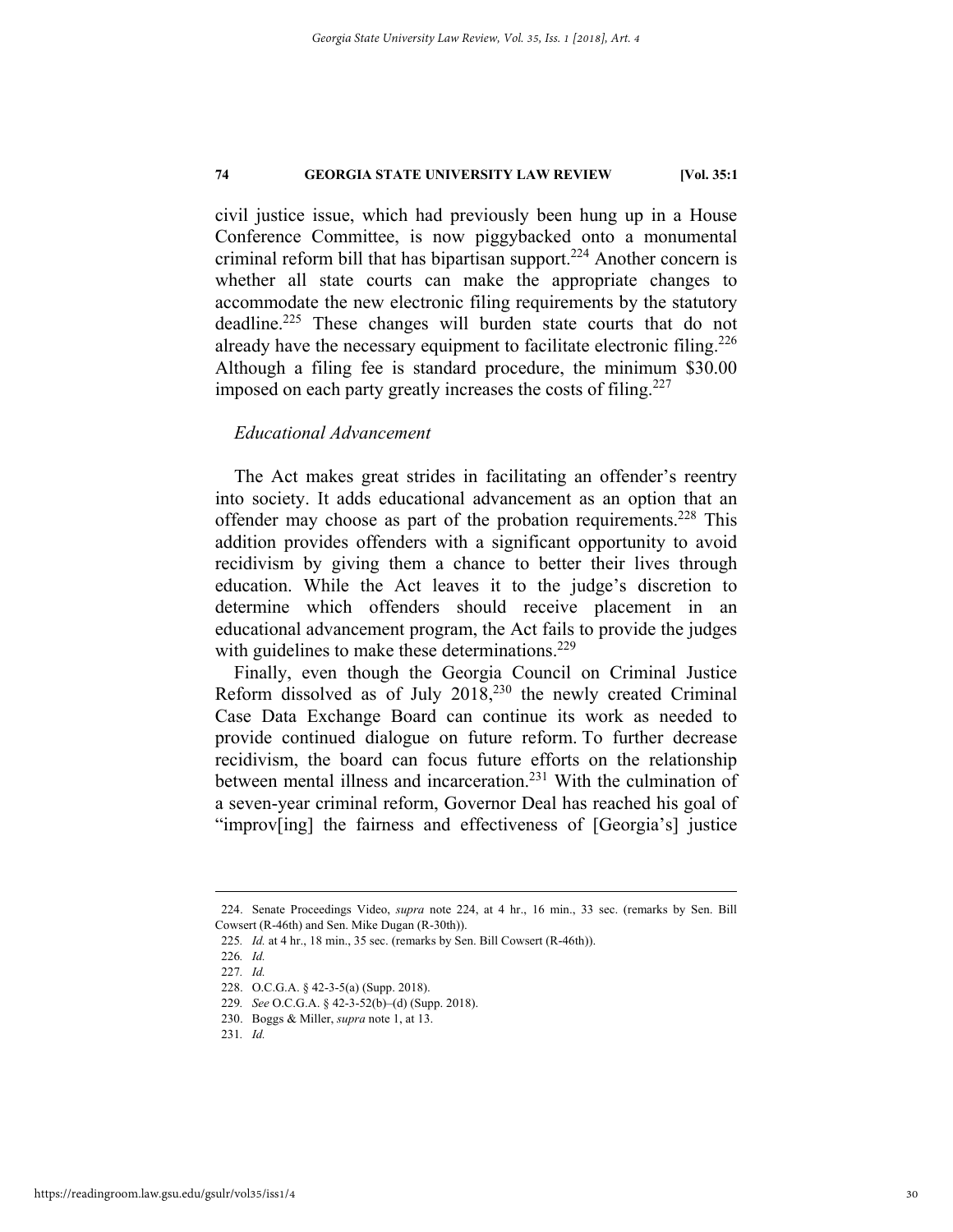civil justice issue, which had previously been hung up in a House Conference Committee, is now piggybacked onto a monumental criminal reform bill that has bipartisan support.[224] Another concern is whether all state courts can make the appropriate changes to accommodate the new electronic filing requirements by the statutory deadline.[225] These changes will burden state courts that do not already have the necessary equipment to facilitate electronic filing.[226] Although a filing fee is standard procedure, the minimum $30.00 imposed on each party greatly increases the costs of filing.[227]

*Educational Advancement*

The Act makes great strides in facilitating an offender's reentry into society. It adds educational advancement as an option that an offender may choose as part of the probation requirements.[228] This addition provides offenders with a significant opportunity to avoid recidivism by giving them a chance to better their lives through education. While the Act leaves it to the judge's discretion to determine which offenders should receive placement in an educational advancement program, the Act fails to provide the judges with guidelines to make these determinations.[229]

Finally, even though the Georgia Council on Criminal Justice Reform dissolved as of July 2018,[230] the newly created Criminal Case Data Exchange Board can continue its work as needed to provide continued dialogue on future reform. To further decrease recidivism, the board can focus future efforts on the relationship between mental illness and incarceration.[231] With the culmination of a seven-year criminal reform, Governor Deal has reached his goal of "improv[ing] the fairness and effectiveness of [Georgia's] justice

---

224. Senate Proceedings Video, *supra* note 224, at 4 hr., 16 min., 33 sec. (remarks by Sen. Bill Cowsert (R-46th) and Sen. Mike Dugan (R-30th)).

225. *Id.* at 4 hr., 18 min., 35 sec. (remarks by Sen. Bill Cowsert (R-46th)).

226. *Id.*

227. *Id.*

228. O.C.G.A. § 42-3-5(a) (Supp. 2018).

229. *See* O.C.G.A. § 42-3-52(b)–(d) (Supp. 2018).

230. Boggs & Miller, *supra* note 1, at 13.

231. *Id.*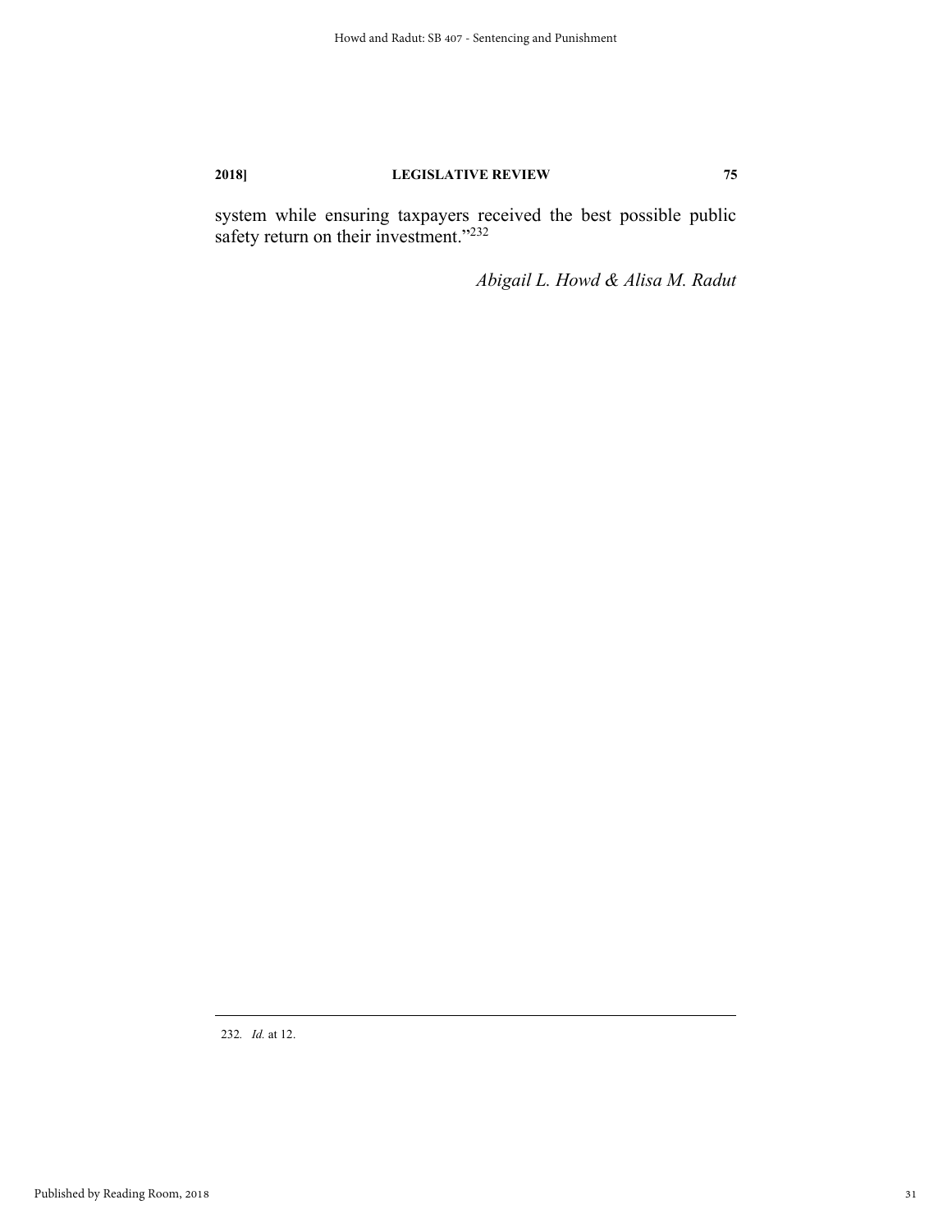system while ensuring taxpayers received the best possible public safety return on their investment."[232]

*Abigail L. Howd & Alisa M. Radut*

---

232. *Id.* at 12.